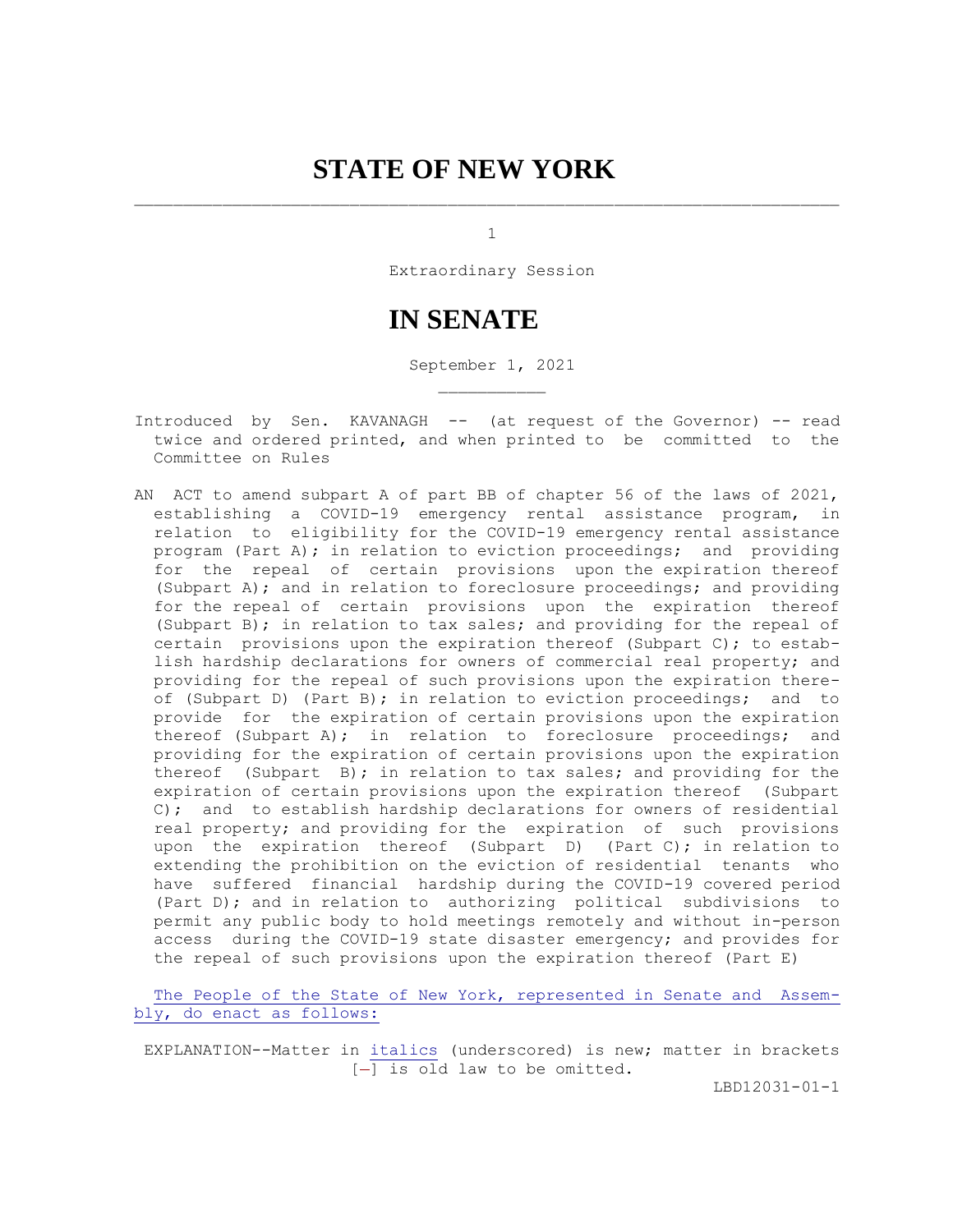# STATE OF NEW YORK

1

Extraordinary Session

# IN SENATE

September 1, 2021

Introduced by Sen. KAVANAGH -- (at request of the Governor) -- read twice and ordered printed, and when printed to be committed to the Committee on Rules

AN ACT to amend subpart A of part BB of chapter 56 of the laws of 2021, establishing a COVID-19 emergency rental assistance program, in relation to eligibility for the COVID-19 emergency rental assistance program (Part A); in relation to eviction proceedings; and providing for the repeal of certain provisions upon the expiration thereof (Subpart A); and in relation to foreclosure proceedings; and providing for the repeal of certain provisions upon the expiration thereof (Subpart B); in relation to tax sales; and providing for the repeal of certain provisions upon the expiration thereof (Subpart C); to establish hardship declarations for owners of commercial real property; and providing for the repeal of such provisions upon the expiration thereof (Subpart D) (Part B); in relation to eviction proceedings; and to provide for the expiration of certain provisions upon the expiration thereof (Subpart A); in relation to foreclosure proceedings; and providing for the expiration of certain provisions upon the expiration thereof (Subpart B); in relation to tax sales; and providing for the expiration of certain provisions upon the expiration thereof (Subpart C); and to establish hardship declarations for owners of residential real property; and providing for the expiration of such provisions upon the expiration thereof (Subpart D) (Part C); in relation to extending the prohibition on the eviction of residential tenants who have suffered financial hardship during the COVID-19 covered period (Part D); and in relation to authorizing political subdivisions to permit any public body to hold meetings remotely and without in-person access during the COVID-19 state disaster emergency; and provides for the repeal of such provisions upon the expiration thereof (Part E)

The People of the State of New York, represented in Senate and Assembly, do enact as follows:

EXPLANATION--Matter in *italics* (underscored) is new; matter in brackets [-] is old law to be omitted.

LBD12031-01-1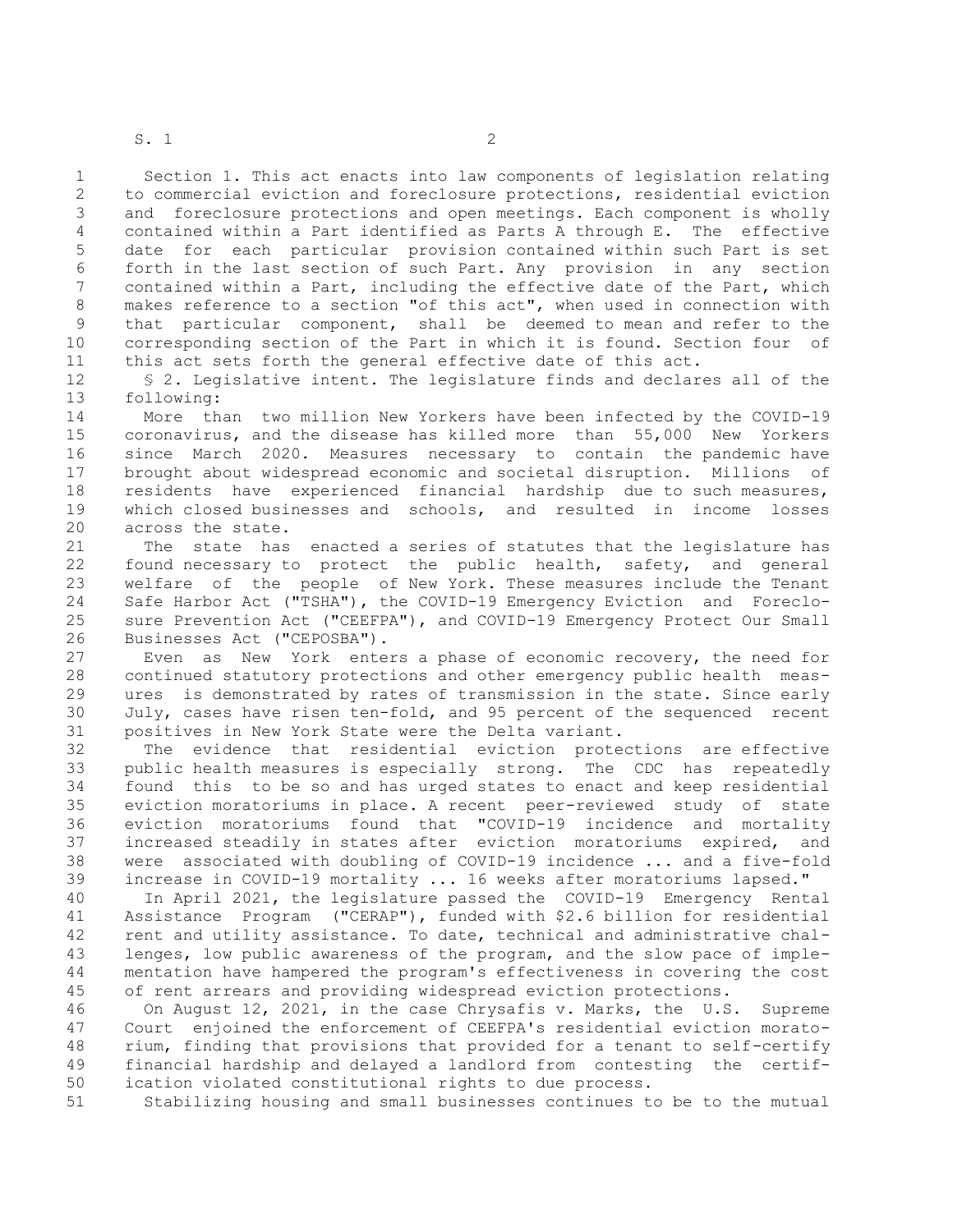Section 1. This act enacts into law components of legislation relating to commercial eviction and foreclosure protections, residential eviction and foreclosure protections and open meetings. Each component is wholly contained within a Part identified as Parts A through E. The effective date for each particular provision contained within such Part is set forth in the last section of such Part. Any provision in any section contained within a Part, including the effective date of the Part, which makes reference to a section "of this act", when used in connection with that particular component, shall be deemed to mean and refer to the corresponding section of the Part in which it is found. Section four of this act sets forth the general effective date of this act.

§ 2. Legislative intent. The legislature finds and declares all of the following:

More than two million New Yorkers have been infected by the COVID-19 coronavirus, and the disease has killed more than 55,000 New Yorkers since March 2020. Measures necessary to contain the pandemic have brought about widespread economic and societal disruption. Millions of residents have experienced financial hardship due to such measures, which closed businesses and schools, and resulted in income losses across the state.

The state has enacted a series of statutes that the legislature has found necessary to protect the public health, safety, and general welfare of the people of New York. These measures include the Tenant Safe Harbor Act ("TSHA"), the COVID-19 Emergency Eviction and Foreclosure Prevention Act ("CEEFPA"), and COVID-19 Emergency Protect Our Small Businesses Act ("CEPOSBA").

Even as New York enters a phase of economic recovery, the need for continued statutory protections and other emergency public health measures is demonstrated by rates of transmission in the state. Since early July, cases have risen ten-fold, and 95 percent of the sequenced recent positives in New York State were the Delta variant.

The evidence that residential eviction protections are effective public health measures is especially strong. The CDC has repeatedly found this to be so and has urged states to enact and keep residential eviction moratoriums in place. A recent peer-reviewed study of state eviction moratoriums found that "COVID-19 incidence and mortality increased steadily in states after eviction moratoriums expired, and were associated with doubling of COVID-19 incidence ... and a five-fold increase in COVID-19 mortality ... 16 weeks after moratoriums lapsed."

In April 2021, the legislature passed the COVID-19 Emergency Rental Assistance Program ("CERAP"), funded with $2.6 billion for residential rent and utility assistance. To date, technical and administrative challenges, low public awareness of the program, and the slow pace of implementation have hampered the program's effectiveness in covering the cost of rent arrears and providing widespread eviction protections.

On August 12, 2021, in the case Chrysafis v. Marks, the U.S. Supreme Court enjoined the enforcement of CEEFPA's residential eviction moratorium, finding that provisions that provided for a tenant to self-certify financial hardship and delayed a landlord from contesting the certification violated constitutional rights to due process.

Stabilizing housing and small businesses continues to be to the mutual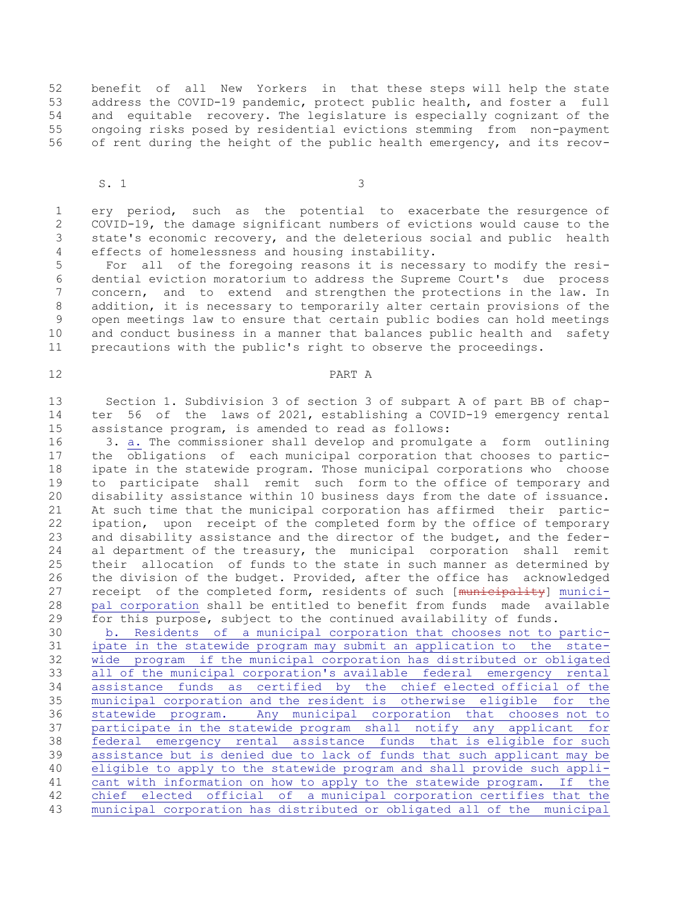benefit of all New Yorkers in that these steps will help the state address the COVID-19 pandemic, protect public health, and foster a full and equitable recovery. The legislature is especially cognizant of the ongoing risks posed by residential evictions stemming from non-payment of rent during the height of the public health emergency, and its recovery period, such as the potential to exacerbate the resurgence of COVID-19, the damage significant numbers of evictions would cause to the state's economic recovery, and the deleterious social and public health effects of homelessness and housing instability.

For all of the foregoing reasons it is necessary to modify the residential eviction moratorium to address the Supreme Court's due process concern, and to extend and strengthen the protections in the law. In addition, it is necessary to temporarily alter certain provisions of the open meetings law to ensure that certain public bodies can hold meetings and conduct business in a manner that balances public health and safety precautions with the public's right to observe the proceedings.

PART A

Section 1. Subdivision 3 of section 3 of subpart A of part BB of chapter 56 of the laws of 2021, establishing a COVID-19 emergency rental assistance program, is amended to read as follows:

3. a. The commissioner shall develop and promulgate a form outlining the obligations of each municipal corporation that chooses to participate in the statewide program. Those municipal corporations who choose to participate shall remit such form to the office of temporary and disability assistance within 10 business days from the date of issuance. At such time that the municipal corporation has affirmed their participation, upon receipt of the completed form by the office of temporary and disability assistance and the director of the budget, and the federal department of the treasury, the municipal corporation shall remit their allocation of funds to the state in such manner as determined by the division of the budget. Provided, after the office has acknowledged receipt of the completed form, residents of such [municipality] municipal corporation shall be entitled to benefit from funds made available for this purpose, subject to the continued availability of funds.

b. Residents of a municipal corporation that chooses not to participate in the statewide program may submit an application to the statewide program if the municipal corporation has distributed or obligated all of the municipal corporation's available federal emergency rental assistance funds as certified by the chief elected official of the municipal corporation and the resident is otherwise eligible for the statewide program. Any municipal corporation that chooses not to participate in the statewide program shall notify any applicant for federal emergency rental assistance funds that is eligible for such assistance but is denied due to lack of funds that such applicant may be eligible to apply to the statewide program and shall provide such applicant with information on how to apply to the statewide program. If the chief elected official of a municipal corporation certifies that the municipal corporation has distributed or obligated all of the municipal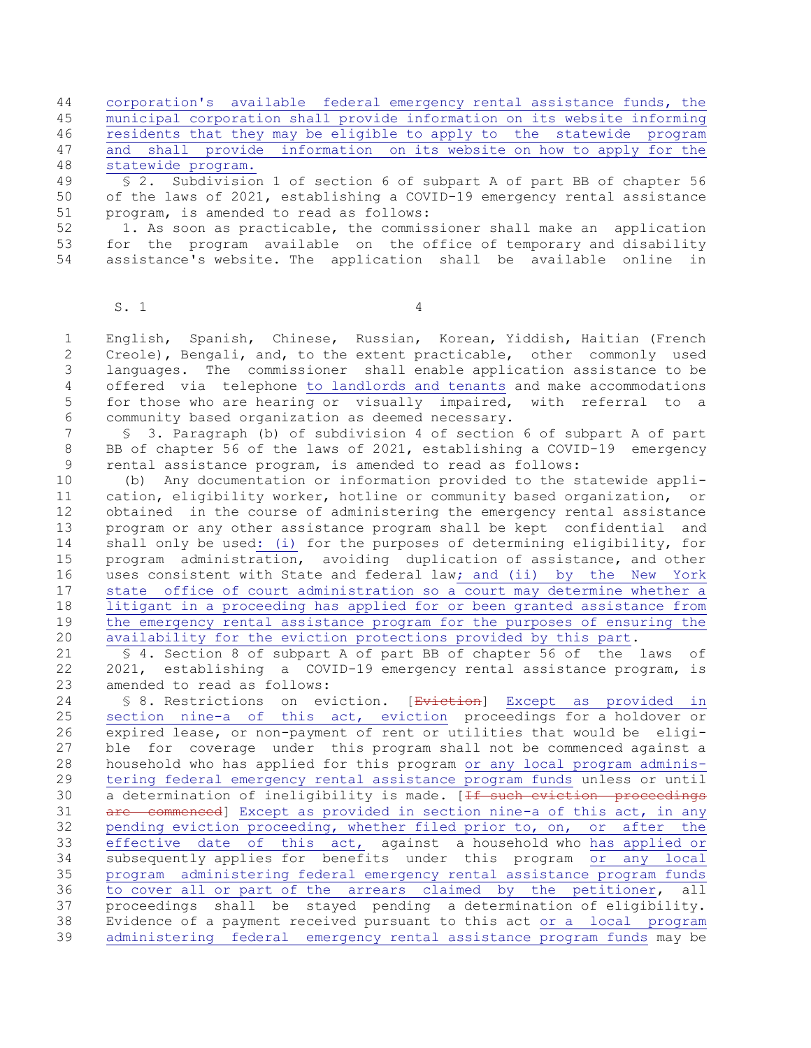corporation's available federal emergency rental assistance funds, the municipal corporation shall provide information on its website informing residents that they may be eligible to apply to the statewide program and shall provide information on its website on how to apply for the statewide program.

§ 2. Subdivision 1 of section 6 of subpart A of part BB of chapter 56 of the laws of 2021, establishing a COVID-19 emergency rental assistance program, is amended to read as follows:

1. As soon as practicable, the commissioner shall make an application for the program available on the office of temporary and disability assistance's website. The application shall be available online in English, Spanish, Chinese, Russian, Korean, Yiddish, Haitian (French Creole), Bengali, and, to the extent practicable, other commonly used languages. The commissioner shall enable application assistance to be offered via telephone to landlords and tenants and make accommodations for those who are hearing or visually impaired, with referral to a community based organization as deemed necessary.

§ 3. Paragraph (b) of subdivision 4 of section 6 of subpart A of part BB of chapter 56 of the laws of 2021, establishing a COVID-19 emergency rental assistance program, is amended to read as follows:

(b) Any documentation or information provided to the statewide application, eligibility worker, hotline or community based organization, or obtained in the course of administering the emergency rental assistance program or any other assistance program shall be kept confidential and shall only be used: (i) for the purposes of determining eligibility, for program administration, avoiding duplication of assistance, and other uses consistent with State and federal law; and (ii) by the New York state office of court administration so a court may determine whether a litigant in a proceeding has applied for or been granted assistance from the emergency rental assistance program for the purposes of ensuring the availability for the eviction protections provided by this part.

§ 4. Section 8 of subpart A of part BB of chapter 56 of the laws of 2021, establishing a COVID-19 emergency rental assistance program, is amended to read as follows:

§ 8. Restrictions on eviction. [~~Eviction~~] Except as provided in section nine-a of this act, eviction proceedings for a holdover or expired lease, or non-payment of rent or utilities that would be eligible for coverage under this program shall not be commenced against a household who has applied for this program or any local program administering federal emergency rental assistance program funds unless or until a determination of ineligibility is made. [~~If such eviction proceedings are commenced~~] Except as provided in section nine-a of this act, in any pending eviction proceeding, whether filed prior to, on, or after the effective date of this act, against a household who has applied or subsequently applies for benefits under this program or any local program administering federal emergency rental assistance program funds to cover all or part of the arrears claimed by the petitioner, all proceedings shall be stayed pending a determination of eligibility. Evidence of a payment received pursuant to this act or a local program administering federal emergency rental assistance program funds may be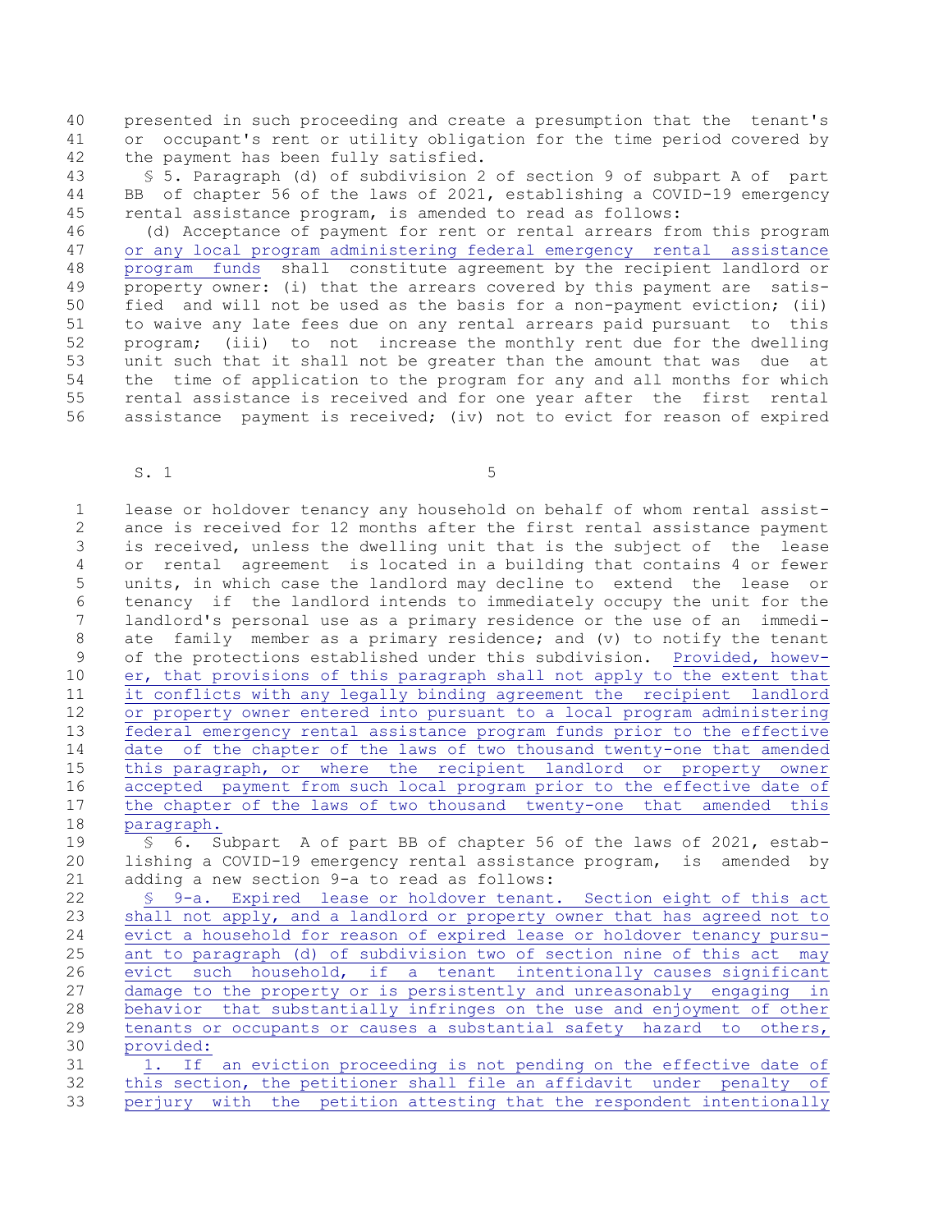presented in such proceeding and create a presumption that the tenant's or occupant's rent or utility obligation for the time period covered by the payment has been fully satisfied.

§ 5. Paragraph (d) of subdivision 2 of section 9 of subpart A of part BB of chapter 56 of the laws of 2021, establishing a COVID-19 emergency rental assistance program, is amended to read as follows:

(d) Acceptance of payment for rent or rental arrears from this program <u>or any local program administering federal emergency rental assistance program funds</u> shall constitute agreement by the recipient landlord or property owner: (i) that the arrears covered by this payment are satisfied and will not be used as the basis for a non-payment eviction; (ii) to waive any late fees due on any rental arrears paid pursuant to this program; (iii) to not increase the monthly rent due for the dwelling unit such that it shall not be greater than the amount that was due at the time of application to the program for any and all months for which rental assistance is received and for one year after the first rental assistance payment is received; (iv) not to evict for reason of expired lease or holdover tenancy any household on behalf of whom rental assistance is received for 12 months after the first rental assistance payment is received, unless the dwelling unit that is the subject of the lease or rental agreement is located in a building that contains 4 or fewer units, in which case the landlord may decline to extend the lease or tenancy if the landlord intends to immediately occupy the unit for the landlord's personal use as a primary residence or the use of an immediate family member as a primary residence; and (v) to notify the tenant of the protections established under this subdivision. <u>Provided, however, that provisions of this paragraph shall not apply to the extent that it conflicts with any legally binding agreement the recipient landlord or property owner entered into pursuant to a local program administering federal emergency rental assistance program funds prior to the effective date of the chapter of the laws of two thousand twenty-one that amended this paragraph, or where the recipient landlord or property owner accepted payment from such local program prior to the effective date of the chapter of the laws of two thousand twenty-one that amended this paragraph.</u>

§ 6. Subpart A of part BB of chapter 56 of the laws of 2021, establishing a COVID-19 emergency rental assistance program, is amended by adding a new section 9-a to read as follows:

<u>§ 9-a. Expired lease or holdover tenant. Section eight of this act shall not apply, and a landlord or property owner that has agreed not to evict a household for reason of expired lease or holdover tenancy pursuant to paragraph (d) of subdivision two of section nine of this act may evict such household, if a tenant intentionally causes significant damage to the property or is persistently and unreasonably engaging in behavior that substantially infringes on the use and enjoyment of other tenants or occupants or causes a substantial safety hazard to others, provided:</u>

<u>1. If an eviction proceeding is not pending on the effective date of this section, the petitioner shall file an affidavit under penalty of perjury with the petition attesting that the respondent intentionally</u>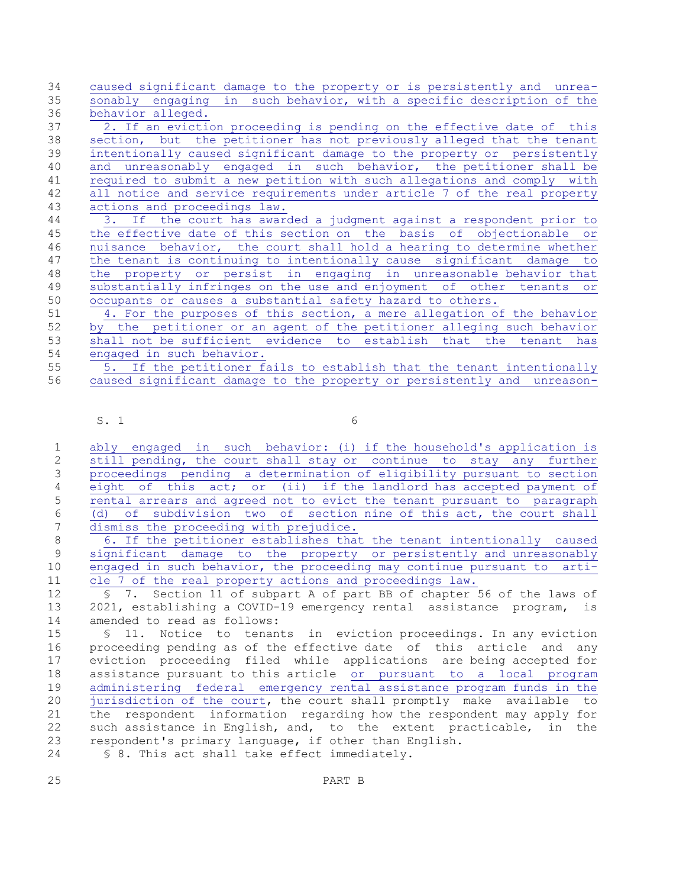caused significant damage to the property or is persistently and unreasonably engaging in such behavior, with a specific description of the behavior alleged.

2. If an eviction proceeding is pending on the effective date of this section, but the petitioner has not previously alleged that the tenant intentionally caused significant damage to the property or persistently and unreasonably engaged in such behavior, the petitioner shall be required to submit a new petition with such allegations and comply with all notice and service requirements under article 7 of the real property actions and proceedings law.

3. If the court has awarded a judgment against a respondent prior to the effective date of this section on the basis of objectionable or nuisance behavior, the court shall hold a hearing to determine whether the tenant is continuing to intentionally cause significant damage to the property or persist in engaging in unreasonable behavior that substantially infringes on the use and enjoyment of other tenants or occupants or causes a substantial safety hazard to others.

4. For the purposes of this section, a mere allegation of the behavior by the petitioner or an agent of the petitioner alleging such behavior shall not be sufficient evidence to establish that the tenant has engaged in such behavior.

5. If the petitioner fails to establish that the tenant intentionally caused significant damage to the property or persistently and unreasonably engaged in such behavior: (i) if the household's application is still pending, the court shall stay or continue to stay any further proceedings pending a determination of eligibility pursuant to section eight of this act; or (ii) if the landlord has accepted payment of rental arrears and agreed not to evict the tenant pursuant to paragraph (d) of subdivision two of section nine of this act, the court shall dismiss the proceeding with prejudice.

6. If the petitioner establishes that the tenant intentionally caused significant damage to the property or persistently and unreasonably engaged in such behavior, the proceeding may continue pursuant to article 7 of the real property actions and proceedings law.

§ 7. Section 11 of subpart A of part BB of chapter 56 of the laws of 2021, establishing a COVID-19 emergency rental assistance program, is amended to read as follows:

§ 11. Notice to tenants in eviction proceedings. In any eviction proceeding pending as of the effective date of this article and any eviction proceeding filed while applications are being accepted for assistance pursuant to this article or pursuant to a local program administering federal emergency rental assistance program funds in the jurisdiction of the court, the court shall promptly make available to the respondent information regarding how the respondent may apply for such assistance in English, and, to the extent practicable, in the respondent's primary language, if other than English.

§ 8. This act shall take effect immediately.

PART B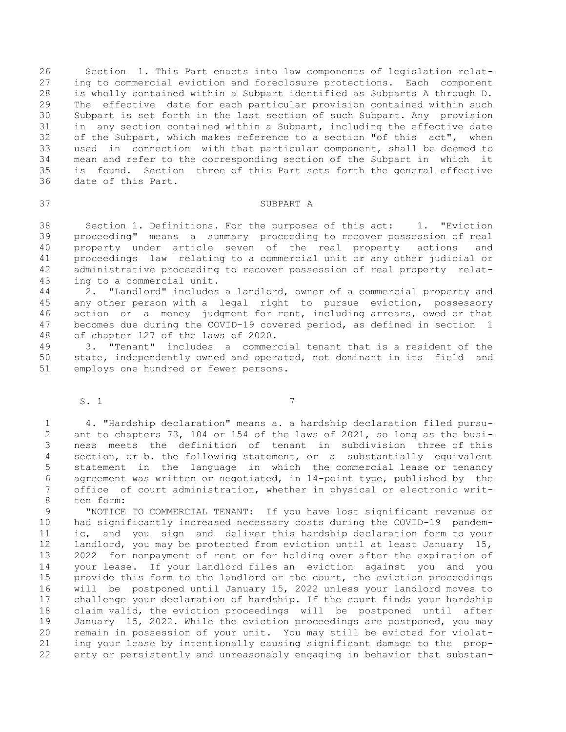Section 1. This Part enacts into law components of legislation relating to commercial eviction and foreclosure protections. Each component is wholly contained within a Subpart identified as Subparts A through D. The effective date for each particular provision contained within such Subpart is set forth in the last section of such Subpart. Any provision in any section contained within a Subpart, including the effective date of the Subpart, which makes reference to a section "of this act", when used in connection with that particular component, shall be deemed to mean and refer to the corresponding section of the Subpart in which it is found. Section three of this Part sets forth the general effective date of this Part.

SUBPART A

Section 1. Definitions. For the purposes of this act: 1. "Eviction proceeding" means a summary proceeding to recover possession of real property under article seven of the real property actions and proceedings law relating to a commercial unit or any other judicial or administrative proceeding to recover possession of real property relating to a commercial unit.

2. "Landlord" includes a landlord, owner of a commercial property and any other person with a legal right to pursue eviction, possessory action or a money judgment for rent, including arrears, owed or that becomes due during the COVID-19 covered period, as defined in section 1 of chapter 127 of the laws of 2020.

3. "Tenant" includes a commercial tenant that is a resident of the state, independently owned and operated, not dominant in its field and employs one hundred or fewer persons.

4. "Hardship declaration" means a. a hardship declaration filed pursuant to chapters 73, 104 or 154 of the laws of 2021, so long as the business meets the definition of tenant in subdivision three of this section, or b. the following statement, or a substantially equivalent statement in the language in which the commercial lease or tenancy agreement was written or negotiated, in 14-point type, published by the office of court administration, whether in physical or electronic written form:

"NOTICE TO COMMERCIAL TENANT: If you have lost significant revenue or had significantly increased necessary costs during the COVID-19 pandemic, and you sign and deliver this hardship declaration form to your landlord, you may be protected from eviction until at least January 15, 2022 for nonpayment of rent or for holding over after the expiration of your lease. If your landlord files an eviction against you and you provide this form to the landlord or the court, the eviction proceedings will be postponed until January 15, 2022 unless your landlord moves to challenge your declaration of hardship. If the court finds your hardship claim valid, the eviction proceedings will be postponed until after January 15, 2022. While the eviction proceedings are postponed, you may remain in possession of your unit. You may still be evicted for violating your lease by intentionally causing significant damage to the property or persistently and unreasonably engaging in behavior that substan-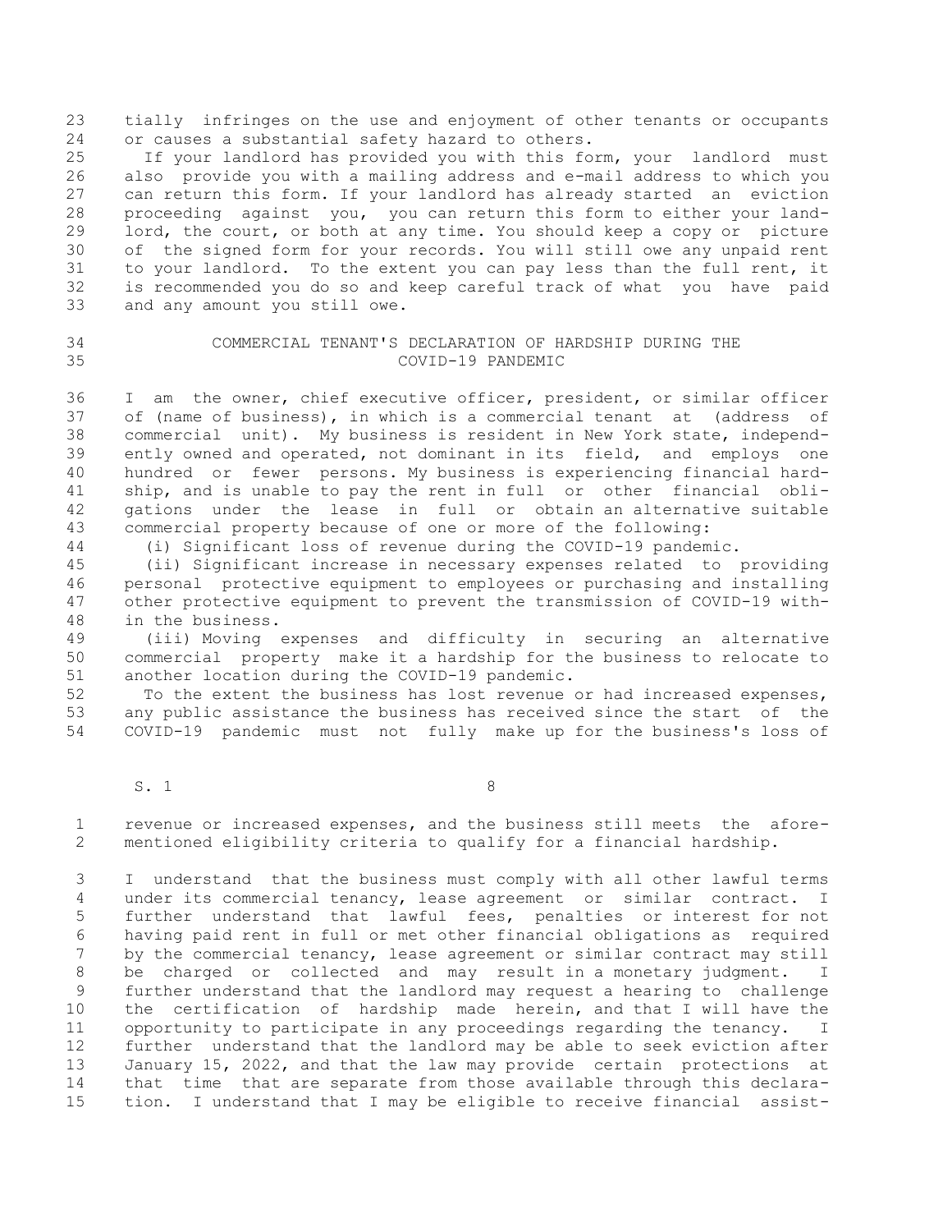tially infringes on the use and enjoyment of other tenants or occupants or causes a substantial safety hazard to others.

If your landlord has provided you with this form, your landlord must also provide you with a mailing address and e-mail address to which you can return this form. If your landlord has already started an eviction proceeding against you, you can return this form to either your landlord, the court, or both at any time. You should keep a copy or picture of the signed form for your records. You will still owe any unpaid rent to your landlord. To the extent you can pay less than the full rent, it is recommended you do so and keep careful track of what you have paid and any amount you still owe.

COMMERCIAL TENANT'S DECLARATION OF HARDSHIP DURING THE COVID-19 PANDEMIC

I am the owner, chief executive officer, president, or similar officer of (name of business), in which is a commercial tenant at (address of commercial unit). My business is resident in New York state, independently owned and operated, not dominant in its field, and employs one hundred or fewer persons. My business is experiencing financial hardship, and is unable to pay the rent in full or other financial obligations under the lease in full or obtain an alternative suitable commercial property because of one or more of the following:

(i) Significant loss of revenue during the COVID-19 pandemic.

(ii) Significant increase in necessary expenses related to providing personal protective equipment to employees or purchasing and installing other protective equipment to prevent the transmission of COVID-19 within the business.

(iii) Moving expenses and difficulty in securing an alternative commercial property make it a hardship for the business to relocate to another location during the COVID-19 pandemic.

To the extent the business has lost revenue or had increased expenses, any public assistance the business has received since the start of the COVID-19 pandemic must not fully make up for the business's loss of revenue or increased expenses, and the business still meets the aforementioned eligibility criteria to qualify for a financial hardship.

I understand that the business must comply with all other lawful terms under its commercial tenancy, lease agreement or similar contract. I further understand that lawful fees, penalties or interest for not having paid rent in full or met other financial obligations as required by the commercial tenancy, lease agreement or similar contract may still be charged or collected and may result in a monetary judgment. I further understand that the landlord may request a hearing to challenge the certification of hardship made herein, and that I will have the opportunity to participate in any proceedings regarding the tenancy. I further understand that the landlord may be able to seek eviction after January 15, 2022, and that the law may provide certain protections at that time that are separate from those available through this declaration. I understand that I may be eligible to receive financial assist-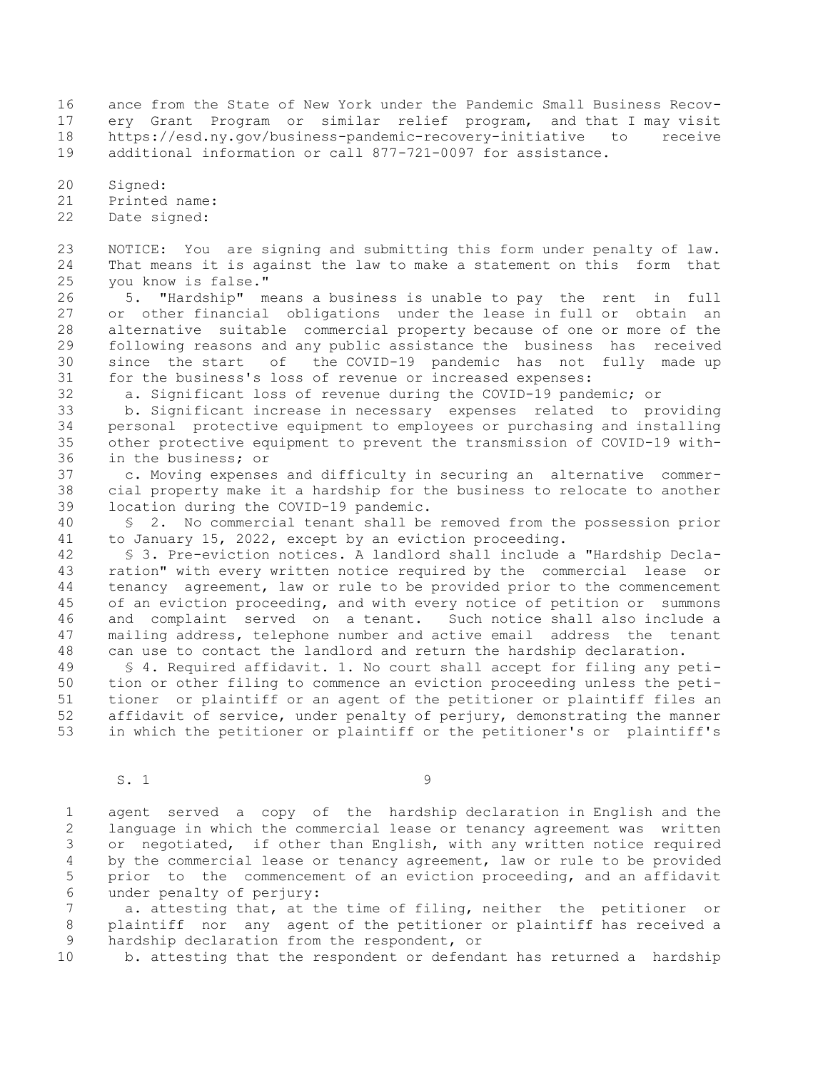ance from the State of New York under the Pandemic Small Business Recovery Grant Program or similar relief program, and that I may visit https://esd.ny.gov/business-pandemic-recovery-initiative to receive additional information or call 877-721-0097 for assistance.

Signed:
Printed name:
Date signed:

NOTICE: You are signing and submitting this form under penalty of law. That means it is against the law to make a statement on this form that you know is false."

5. "Hardship" means a business is unable to pay the rent in full or other financial obligations under the lease in full or obtain an alternative suitable commercial property because of one or more of the following reasons and any public assistance the business has received since the start of the COVID-19 pandemic has not fully made up for the business's loss of revenue or increased expenses:

a. Significant loss of revenue during the COVID-19 pandemic; or

b. Significant increase in necessary expenses related to providing personal protective equipment to employees or purchasing and installing other protective equipment to prevent the transmission of COVID-19 within the business; or

c. Moving expenses and difficulty in securing an alternative commercial property make it a hardship for the business to relocate to another location during the COVID-19 pandemic.

§ 2. No commercial tenant shall be removed from the possession prior to January 15, 2022, except by an eviction proceeding.

§ 3. Pre-eviction notices. A landlord shall include a "Hardship Declaration" with every written notice required by the commercial lease or tenancy agreement, law or rule to be provided prior to the commencement of an eviction proceeding, and with every notice of petition or summons and complaint served on a tenant. Such notice shall also include a mailing address, telephone number and active email address the tenant can use to contact the landlord and return the hardship declaration.

§ 4. Required affidavit. 1. No court shall accept for filing any petition or other filing to commence an eviction proceeding unless the petitioner or plaintiff or an agent of the petitioner or plaintiff files an affidavit of service, under penalty of perjury, demonstrating the manner in which the petitioner or plaintiff or the petitioner's or plaintiff's agent served a copy of the hardship declaration in English and the language in which the commercial lease or tenancy agreement was written or negotiated, if other than English, with any written notice required by the commercial lease or tenancy agreement, law or rule to be provided prior to the commencement of an eviction proceeding, and an affidavit under penalty of perjury:

a. attesting that, at the time of filing, neither the petitioner or plaintiff nor any agent of the petitioner or plaintiff has received a hardship declaration from the respondent, or

b. attesting that the respondent or defendant has returned a hardship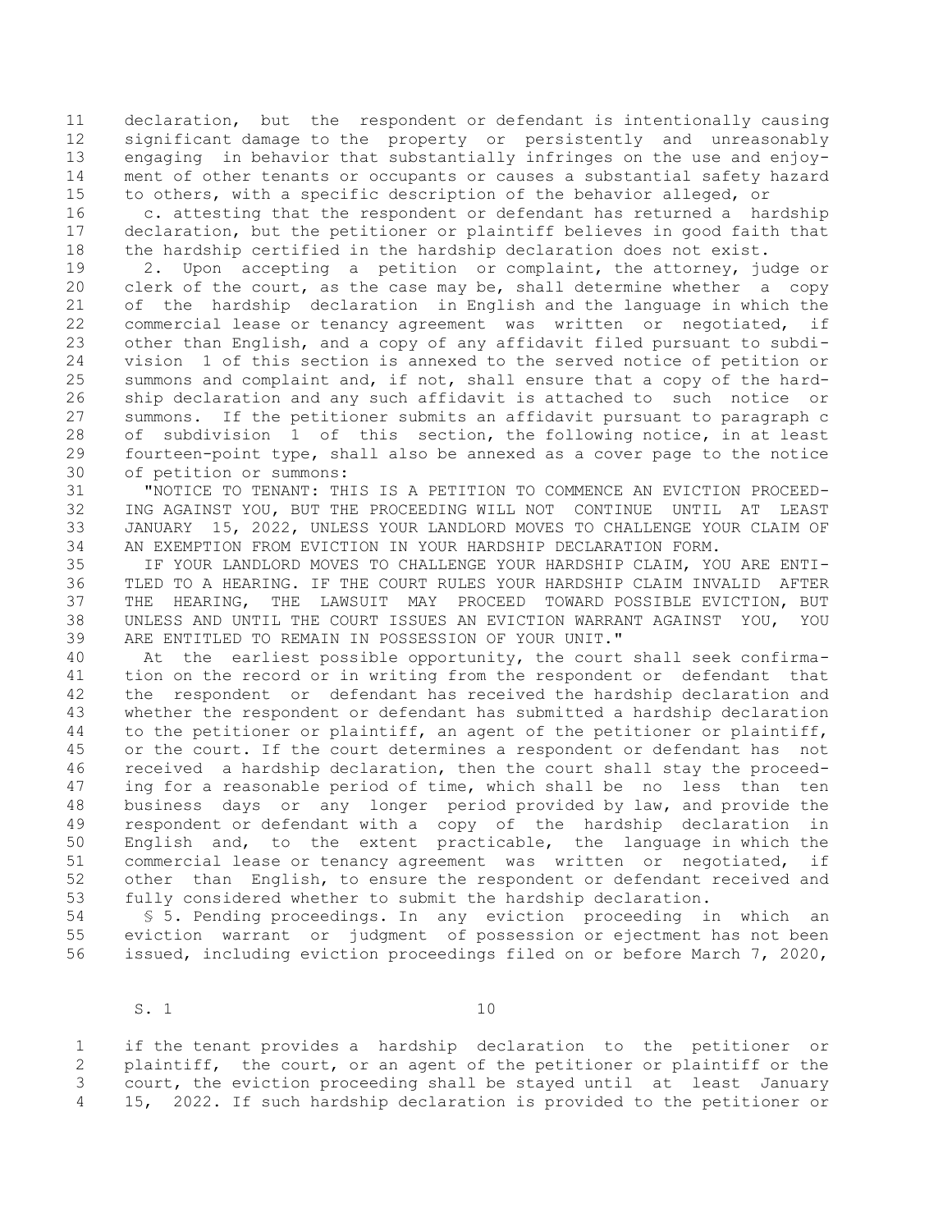declaration, but the respondent or defendant is intentionally causing significant damage to the property or persistently and unreasonably engaging in behavior that substantially infringes on the use and enjoyment of other tenants or occupants or causes a substantial safety hazard to others, with a specific description of the behavior alleged, or

c. attesting that the respondent or defendant has returned a hardship declaration, but the petitioner or plaintiff believes in good faith that the hardship certified in the hardship declaration does not exist.

2. Upon accepting a petition or complaint, the attorney, judge or clerk of the court, as the case may be, shall determine whether a copy of the hardship declaration in English and the language in which the commercial lease or tenancy agreement was written or negotiated, if other than English, and a copy of any affidavit filed pursuant to subdivision 1 of this section is annexed to the served notice of petition or summons and complaint and, if not, shall ensure that a copy of the hardship declaration and any such affidavit is attached to such notice or summons. If the petitioner submits an affidavit pursuant to paragraph c of subdivision 1 of this section, the following notice, in at least fourteen-point type, shall also be annexed as a cover page to the notice of petition or summons:

"NOTICE TO TENANT: THIS IS A PETITION TO COMMENCE AN EVICTION PROCEEDING AGAINST YOU, BUT THE PROCEEDING WILL NOT CONTINUE UNTIL AT LEAST JANUARY 15, 2022, UNLESS YOUR LANDLORD MOVES TO CHALLENGE YOUR CLAIM OF AN EXEMPTION FROM EVICTION IN YOUR HARDSHIP DECLARATION FORM.

IF YOUR LANDLORD MOVES TO CHALLENGE YOUR HARDSHIP CLAIM, YOU ARE ENTITLED TO A HEARING. IF THE COURT RULES YOUR HARDSHIP CLAIM INVALID AFTER THE HEARING, THE LAWSUIT MAY PROCEED TOWARD POSSIBLE EVICTION, BUT UNLESS AND UNTIL THE COURT ISSUES AN EVICTION WARRANT AGAINST YOU, YOU ARE ENTITLED TO REMAIN IN POSSESSION OF YOUR UNIT."

At the earliest possible opportunity, the court shall seek confirmation on the record or in writing from the respondent or defendant that the respondent or defendant has received the hardship declaration and whether the respondent or defendant has submitted a hardship declaration to the petitioner or plaintiff, an agent of the petitioner or plaintiff, or the court. If the court determines a respondent or defendant has not received a hardship declaration, then the court shall stay the proceeding for a reasonable period of time, which shall be no less than ten business days or any longer period provided by law, and provide the respondent or defendant with a copy of the hardship declaration in English and, to the extent practicable, the language in which the commercial lease or tenancy agreement was written or negotiated, if other than English, to ensure the respondent or defendant received and fully considered whether to submit the hardship declaration.

§ 5. Pending proceedings. In any eviction proceeding in which an eviction warrant or judgment of possession or ejectment has not been issued, including eviction proceedings filed on or before March 7, 2020, if the tenant provides a hardship declaration to the petitioner or plaintiff, the court, or an agent of the petitioner or plaintiff or the court, the eviction proceeding shall be stayed until at least January 15, 2022. If such hardship declaration is provided to the petitioner or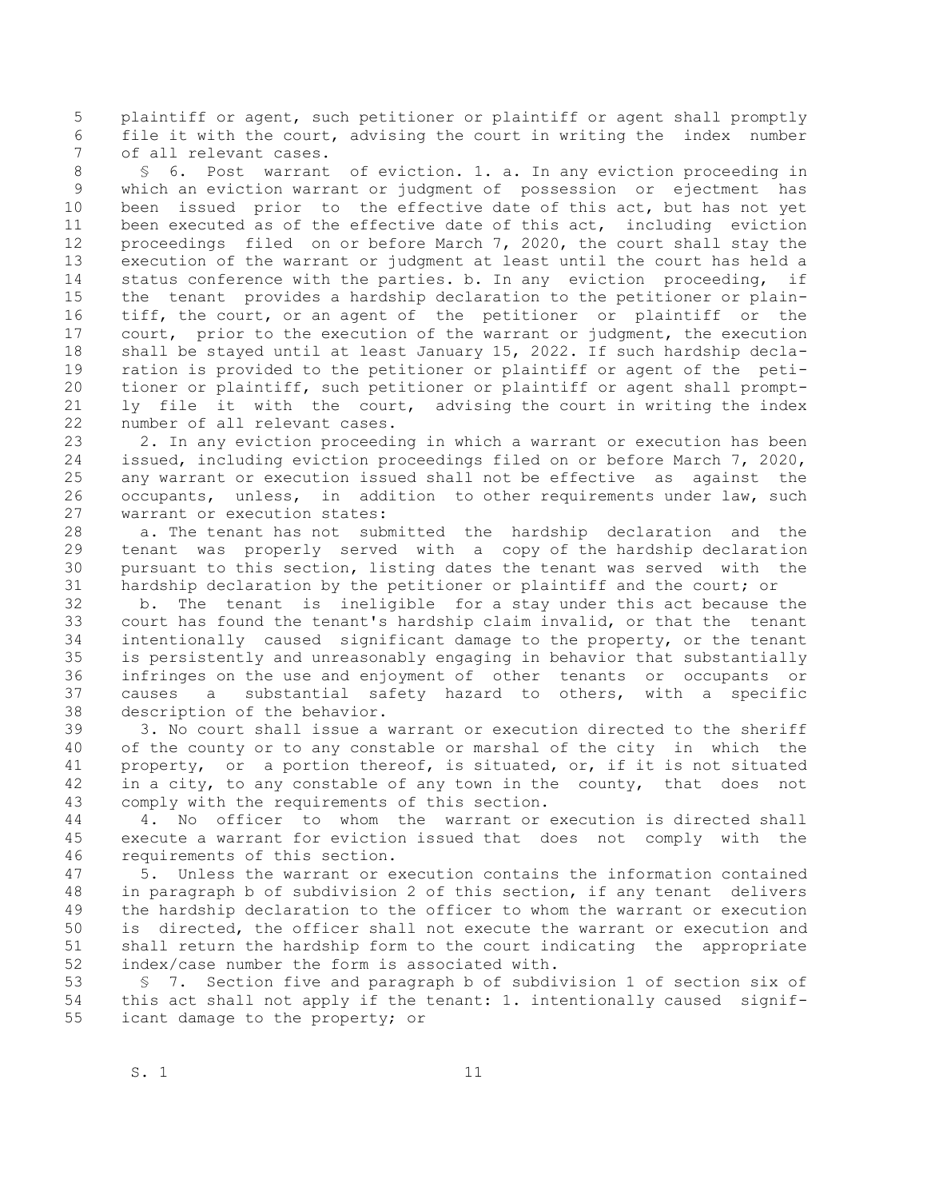plaintiff or agent, such petitioner or plaintiff or agent shall promptly file it with the court, advising the court in writing the index number of all relevant cases.

§ 6. Post warrant of eviction. 1. a. In any eviction proceeding in which an eviction warrant or judgment of possession or ejectment has been issued prior to the effective date of this act, but has not yet been executed as of the effective date of this act, including eviction proceedings filed on or before March 7, 2020, the court shall stay the execution of the warrant or judgment at least until the court has held a status conference with the parties. b. In any eviction proceeding, if the tenant provides a hardship declaration to the petitioner or plaintiff, the court, or an agent of the petitioner or plaintiff or the court, prior to the execution of the warrant or judgment, the execution shall be stayed until at least January 15, 2022. If such hardship declaration is provided to the petitioner or plaintiff or agent of the petitioner or plaintiff, such petitioner or plaintiff or agent shall promptly file it with the court, advising the court in writing the index number of all relevant cases.

2. In any eviction proceeding in which a warrant or execution has been issued, including eviction proceedings filed on or before March 7, 2020, any warrant or execution issued shall not be effective as against the occupants, unless, in addition to other requirements under law, such warrant or execution states:

a. The tenant has not submitted the hardship declaration and the tenant was properly served with a copy of the hardship declaration pursuant to this section, listing dates the tenant was served with the hardship declaration by the petitioner or plaintiff and the court; or

b. The tenant is ineligible for a stay under this act because the court has found the tenant's hardship claim invalid, or that the tenant intentionally caused significant damage to the property, or the tenant is persistently and unreasonably engaging in behavior that substantially infringes on the use and enjoyment of other tenants or occupants or causes a substantial safety hazard to others, with a specific description of the behavior.

3. No court shall issue a warrant or execution directed to the sheriff of the county or to any constable or marshal of the city in which the property, or a portion thereof, is situated, or, if it is not situated in a city, to any constable of any town in the county, that does not comply with the requirements of this section.

4. No officer to whom the warrant or execution is directed shall execute a warrant for eviction issued that does not comply with the requirements of this section.

5. Unless the warrant or execution contains the information contained in paragraph b of subdivision 2 of this section, if any tenant delivers the hardship declaration to the officer to whom the warrant or execution is directed, the officer shall not execute the warrant or execution and shall return the hardship form to the court indicating the appropriate index/case number the form is associated with.

§ 7. Section five and paragraph b of subdivision 1 of section six of this act shall not apply if the tenant: 1. intentionally caused significant damage to the property; or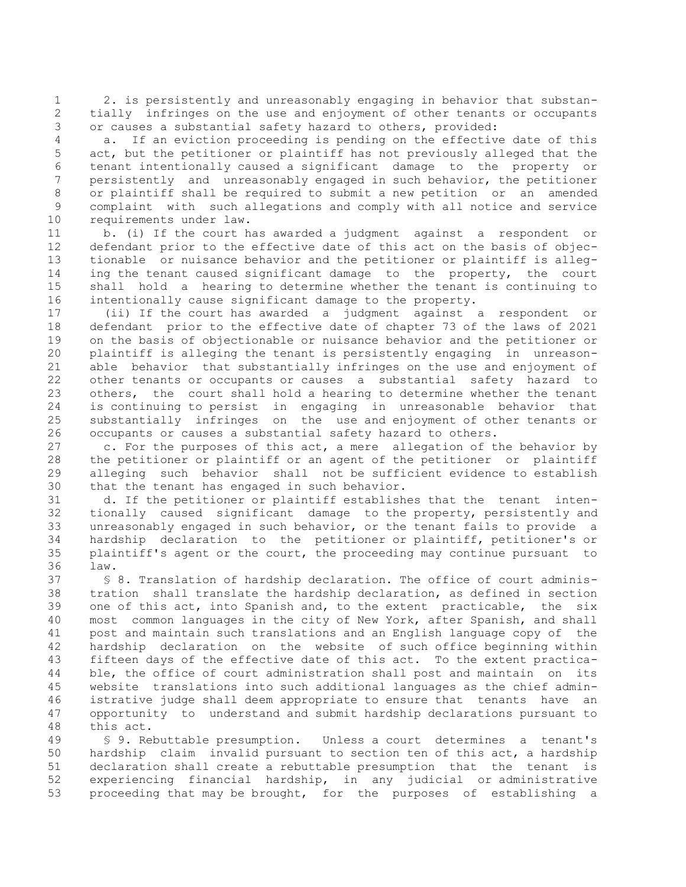2. is persistently and unreasonably engaging in behavior that substantially infringes on the use and enjoyment of other tenants or occupants or causes a substantial safety hazard to others, provided:

a. If an eviction proceeding is pending on the effective date of this act, but the petitioner or plaintiff has not previously alleged that the tenant intentionally caused a significant damage to the property or persistently and unreasonably engaged in such behavior, the petitioner or plaintiff shall be required to submit a new petition or an amended complaint with such allegations and comply with all notice and service requirements under law.

b. (i) If the court has awarded a judgment against a respondent or defendant prior to the effective date of this act on the basis of objectionable or nuisance behavior and the petitioner or plaintiff is alleging the tenant caused significant damage to the property, the court shall hold a hearing to determine whether the tenant is continuing to intentionally cause significant damage to the property.

(ii) If the court has awarded a judgment against a respondent or defendant prior to the effective date of chapter 73 of the laws of 2021 on the basis of objectionable or nuisance behavior and the petitioner or plaintiff is alleging the tenant is persistently engaging in unreasonable behavior that substantially infringes on the use and enjoyment of other tenants or occupants or causes a substantial safety hazard to others, the court shall hold a hearing to determine whether the tenant is continuing to persist in engaging in unreasonable behavior that substantially infringes on the use and enjoyment of other tenants or occupants or causes a substantial safety hazard to others.

c. For the purposes of this act, a mere allegation of the behavior by the petitioner or plaintiff or an agent of the petitioner or plaintiff alleging such behavior shall not be sufficient evidence to establish that the tenant has engaged in such behavior.

d. If the petitioner or plaintiff establishes that the tenant intentionally caused significant damage to the property, persistently and unreasonably engaged in such behavior, or the tenant fails to provide a hardship declaration to the petitioner or plaintiff, petitioner's or plaintiff's agent or the court, the proceeding may continue pursuant to law.

§ 8. Translation of hardship declaration. The office of court administration shall translate the hardship declaration, as defined in section one of this act, into Spanish and, to the extent practicable, the six most common languages in the city of New York, after Spanish, and shall post and maintain such translations and an English language copy of the hardship declaration on the website of such office beginning within fifteen days of the effective date of this act. To the extent practicable, the office of court administration shall post and maintain on its website translations into such additional languages as the chief administrative judge shall deem appropriate to ensure that tenants have an opportunity to understand and submit hardship declarations pursuant to this act.

§ 9. Rebuttable presumption. Unless a court determines a tenant's hardship claim invalid pursuant to section ten of this act, a hardship declaration shall create a rebuttable presumption that the tenant is experiencing financial hardship, in any judicial or administrative proceeding that may be brought, for the purposes of establishing a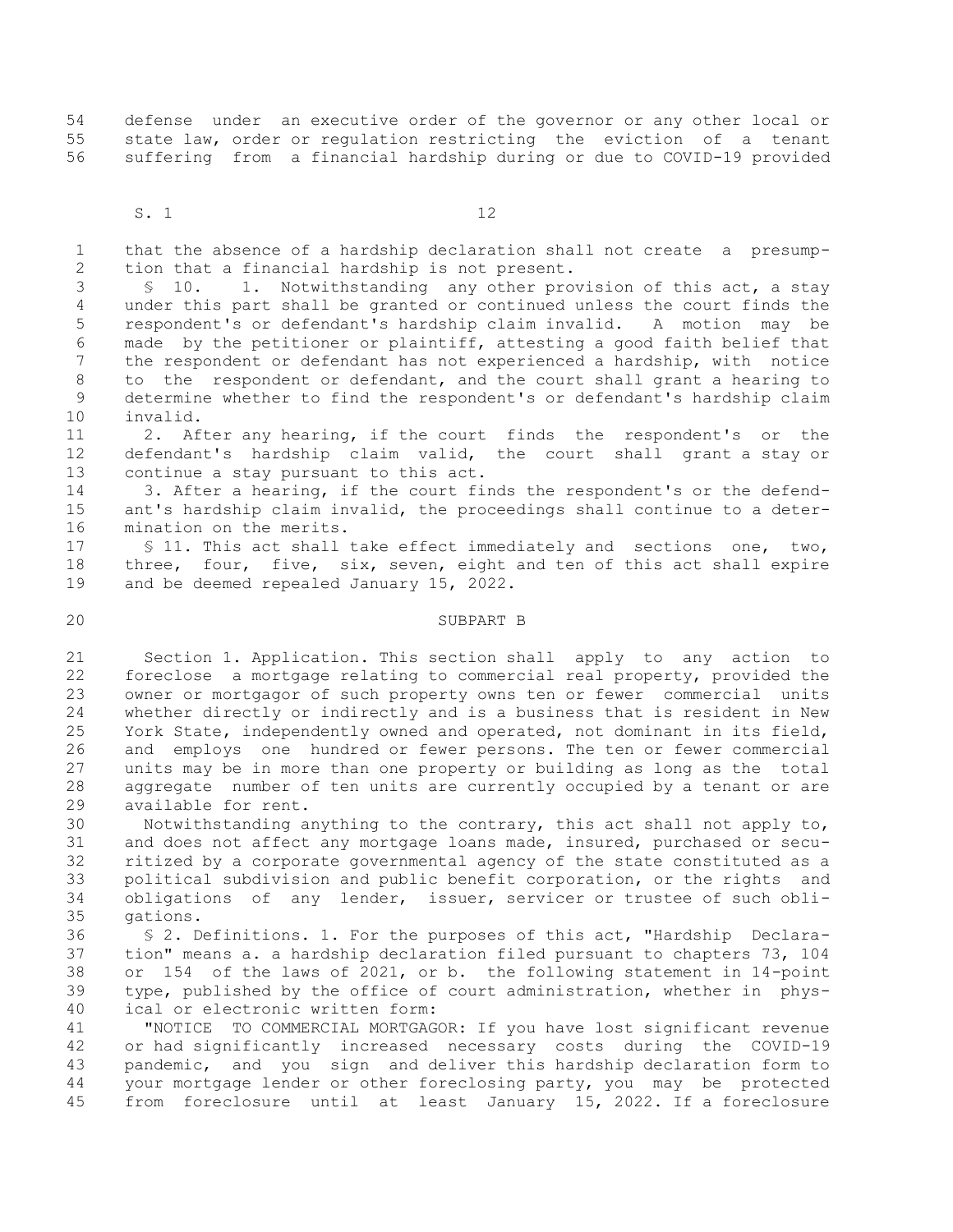defense under an executive order of the governor or any other local or state law, order or regulation restricting the eviction of a tenant suffering from a financial hardship during or due to COVID-19 provided that the absence of a hardship declaration shall not create a presumption that a financial hardship is not present.

§ 10. 1. Notwithstanding any other provision of this act, a stay under this part shall be granted or continued unless the court finds the respondent's or defendant's hardship claim invalid. A motion may be made by the petitioner or plaintiff, attesting a good faith belief that the respondent or defendant has not experienced a hardship, with notice to the respondent or defendant, and the court shall grant a hearing to determine whether to find the respondent's or defendant's hardship claim invalid.

2. After any hearing, if the court finds the respondent's or the defendant's hardship claim valid, the court shall grant a stay or continue a stay pursuant to this act.

3. After a hearing, if the court finds the respondent's or the defendant's hardship claim invalid, the proceedings shall continue to a determination on the merits.

§ 11. This act shall take effect immediately and sections one, two, three, four, five, six, seven, eight and ten of this act shall expire and be deemed repealed January 15, 2022.

SUBPART B

Section 1. Application. This section shall apply to any action to foreclose a mortgage relating to commercial real property, provided the owner or mortgagor of such property owns ten or fewer commercial units whether directly or indirectly and is a business that is resident in New York State, independently owned and operated, not dominant in its field, and employs one hundred or fewer persons. The ten or fewer commercial units may be in more than one property or building as long as the total aggregate number of ten units are currently occupied by a tenant or are available for rent.

Notwithstanding anything to the contrary, this act shall not apply to, and does not affect any mortgage loans made, insured, purchased or securitized by a corporate governmental agency of the state constituted as a political subdivision and public benefit corporation, or the rights and obligations of any lender, issuer, servicer or trustee of such obligations.

§ 2. Definitions. 1. For the purposes of this act, "Hardship Declaration" means a. a hardship declaration filed pursuant to chapters 73, 104 or 154 of the laws of 2021, or b. the following statement in 14-point type, published by the office of court administration, whether in physical or electronic written form:

"NOTICE TO COMMERCIAL MORTGAGOR: If you have lost significant revenue or had significantly increased necessary costs during the COVID-19 pandemic, and you sign and deliver this hardship declaration form to your mortgage lender or other foreclosing party, you may be protected from foreclosure until at least January 15, 2022. If a foreclosure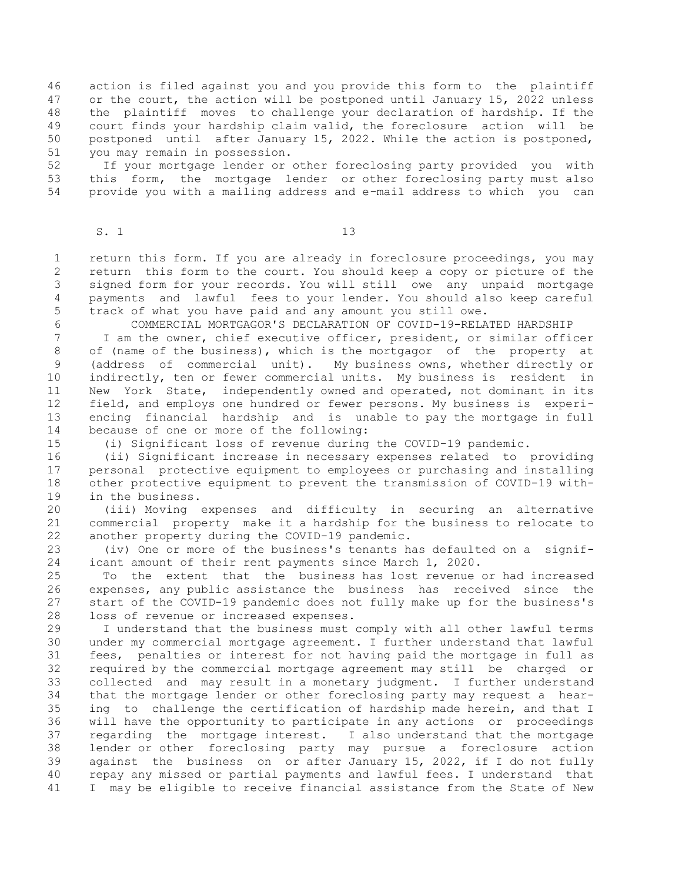action is filed against you and you provide this form to the plaintiff or the court, the action will be postponed until January 15, 2022 unless the plaintiff moves to challenge your declaration of hardship. If the court finds your hardship claim valid, the foreclosure action will be postponed until after January 15, 2022. While the action is postponed, you may remain in possession.

If your mortgage lender or other foreclosing party provided you with this form, the mortgage lender or other foreclosing party must also provide you with a mailing address and e-mail address to which you can return this form. If you are already in foreclosure proceedings, you may return this form to the court. You should keep a copy or picture of the signed form for your records. You will still owe any unpaid mortgage payments and lawful fees to your lender. You should also keep careful track of what you have paid and any amount you still owe.

COMMERCIAL MORTGAGOR'S DECLARATION OF COVID-19-RELATED HARDSHIP

I am the owner, chief executive officer, president, or similar officer of (name of the business), which is the mortgagor of the property at (address of commercial unit). My business owns, whether directly or indirectly, ten or fewer commercial units. My business is resident in New York State, independently owned and operated, not dominant in its field, and employs one hundred or fewer persons. My business is experiencing financial hardship and is unable to pay the mortgage in full because of one or more of the following:

(i) Significant loss of revenue during the COVID-19 pandemic.

(ii) Significant increase in necessary expenses related to providing personal protective equipment to employees or purchasing and installing other protective equipment to prevent the transmission of COVID-19 within the business.

(iii) Moving expenses and difficulty in securing an alternative commercial property make it a hardship for the business to relocate to another property during the COVID-19 pandemic.

(iv) One or more of the business's tenants has defaulted on a significant amount of their rent payments since March 1, 2020.

To the extent that the business has lost revenue or had increased expenses, any public assistance the business has received since the start of the COVID-19 pandemic does not fully make up for the business's loss of revenue or increased expenses.

I understand that the business must comply with all other lawful terms under my commercial mortgage agreement. I further understand that lawful fees, penalties or interest for not having paid the mortgage in full as required by the commercial mortgage agreement may still be charged or collected and may result in a monetary judgment. I further understand that the mortgage lender or other foreclosing party may request a hearing to challenge the certification of hardship made herein, and that I will have the opportunity to participate in any actions or proceedings regarding the mortgage interest. I also understand that the mortgage lender or other foreclosing party may pursue a foreclosure action against the business on or after January 15, 2022, if I do not fully repay any missed or partial payments and lawful fees. I understand that I may be eligible to receive financial assistance from the State of New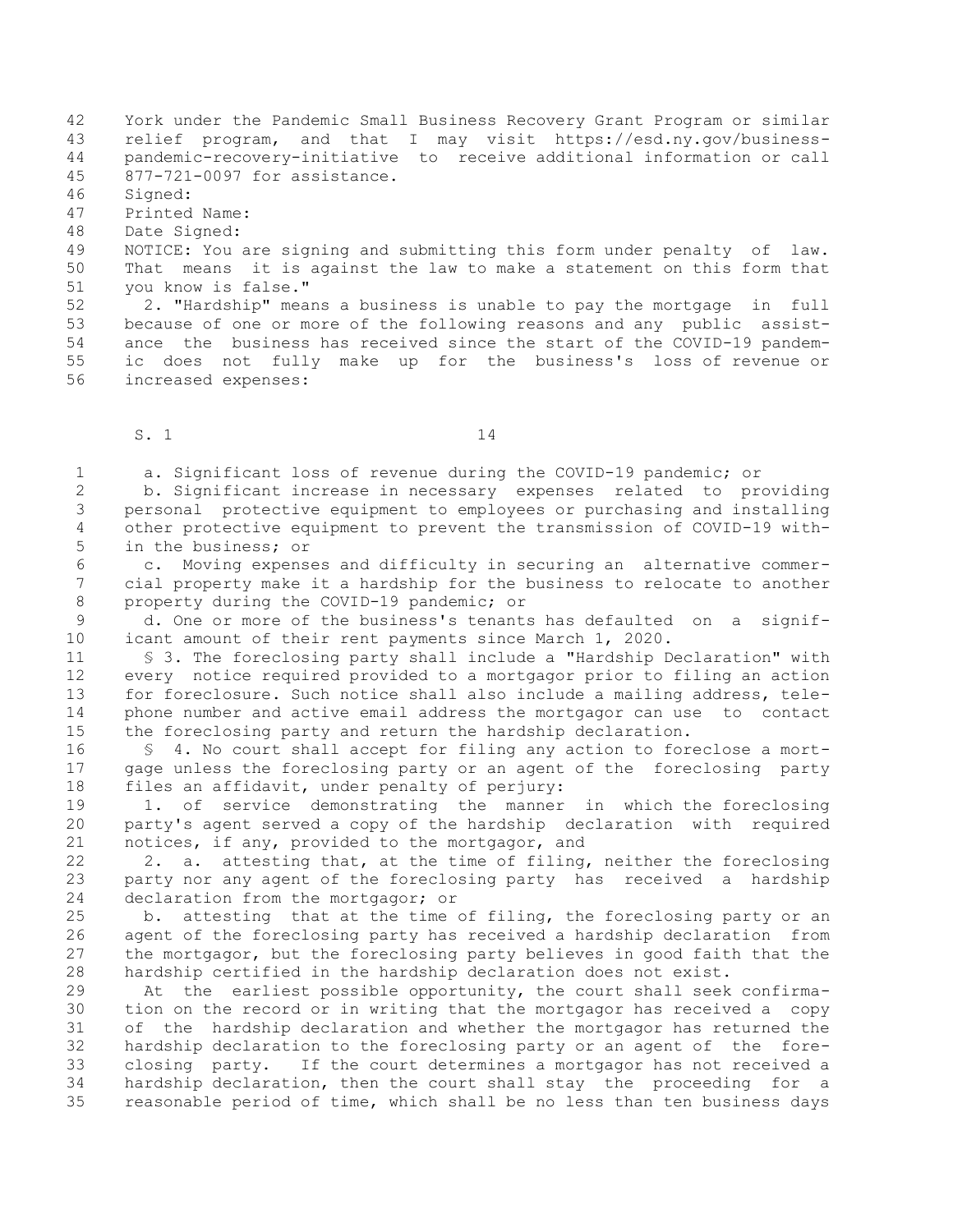York under the Pandemic Small Business Recovery Grant Program or similar relief program, and that I may visit https://esd.ny.gov/business-pandemic-recovery-initiative to receive additional information or call 877-721-0097 for assistance.

Signed:

Printed Name:

Date Signed:

NOTICE: You are signing and submitting this form under penalty of law. That means it is against the law to make a statement on this form that you know is false."

2. "Hardship" means a business is unable to pay the mortgage in full because of one or more of the following reasons and any public assistance the business has received since the start of the COVID-19 pandemic does not fully make up for the business's loss of revenue or increased expenses:

a. Significant loss of revenue during the COVID-19 pandemic; or

b. Significant increase in necessary expenses related to providing personal protective equipment to employees or purchasing and installing other protective equipment to prevent the transmission of COVID-19 within the business; or

c. Moving expenses and difficulty in securing an alternative commercial property make it a hardship for the business to relocate to another property during the COVID-19 pandemic; or

d. One or more of the business's tenants has defaulted on a significant amount of their rent payments since March 1, 2020.

§ 3. The foreclosing party shall include a "Hardship Declaration" with every notice required provided to a mortgagor prior to filing an action for foreclosure. Such notice shall also include a mailing address, telephone number and active email address the mortgagor can use to contact the foreclosing party and return the hardship declaration.

§ 4. No court shall accept for filing any action to foreclose a mortgage unless the foreclosing party or an agent of the foreclosing party files an affidavit, under penalty of perjury:

1. of service demonstrating the manner in which the foreclosing party's agent served a copy of the hardship declaration with required notices, if any, provided to the mortgagor, and

2. a. attesting that, at the time of filing, neither the foreclosing party nor any agent of the foreclosing party has received a hardship declaration from the mortgagor; or

b. attesting that at the time of filing, the foreclosing party or an agent of the foreclosing party has received a hardship declaration from the mortgagor, but the foreclosing party believes in good faith that the hardship certified in the hardship declaration does not exist.

At the earliest possible opportunity, the court shall seek confirmation on the record or in writing that the mortgagor has received a copy of the hardship declaration and whether the mortgagor has returned the hardship declaration to the foreclosing party or an agent of the foreclosing party. If the court determines a mortgagor has not received a hardship declaration, then the court shall stay the proceeding for a reasonable period of time, which shall be no less than ten business days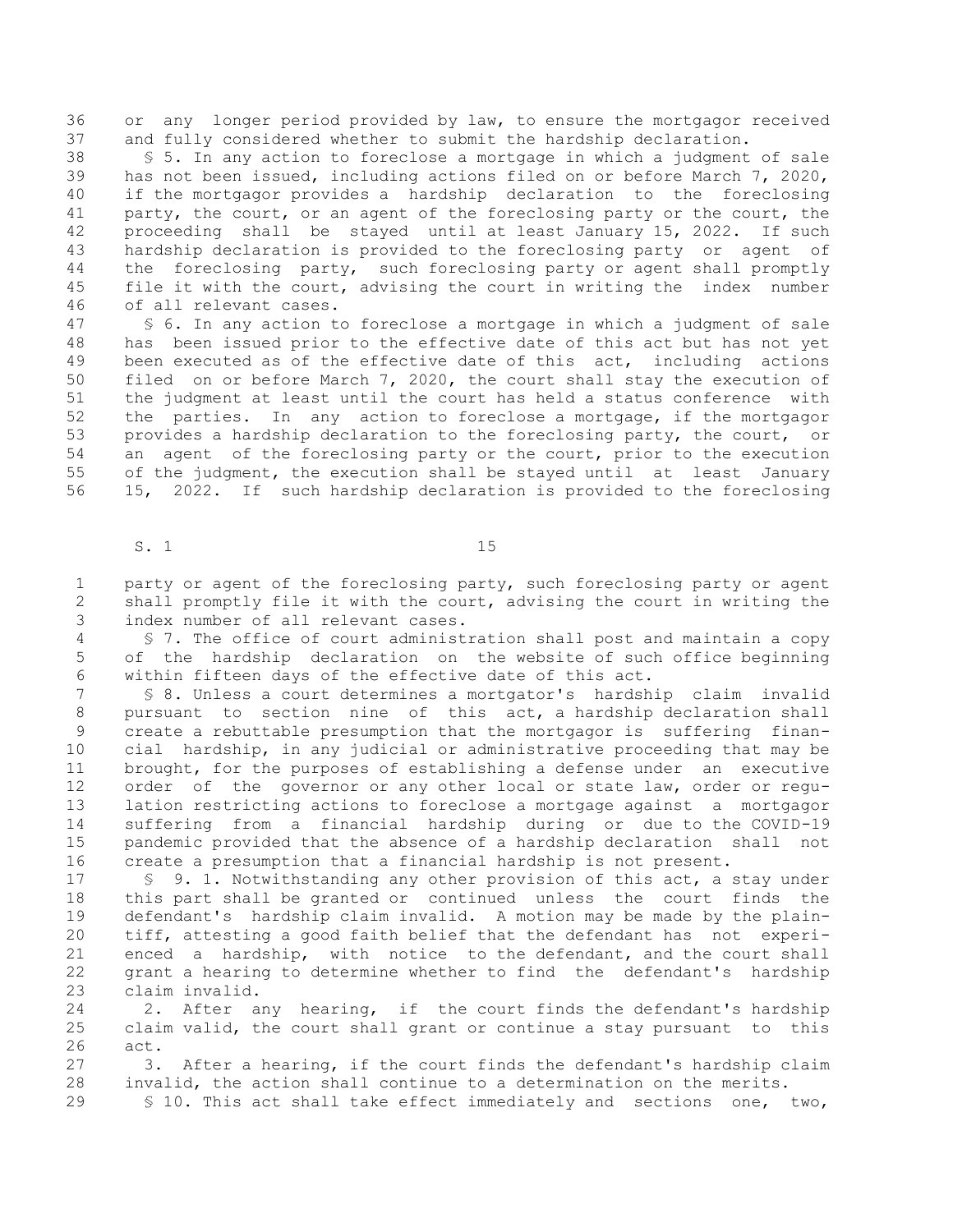or any longer period provided by law, to ensure the mortgagor received and fully considered whether to submit the hardship declaration.

§ 5. In any action to foreclose a mortgage in which a judgment of sale has not been issued, including actions filed on or before March 7, 2020, if the mortgagor provides a hardship declaration to the foreclosing party, the court, or an agent of the foreclosing party or the court, the proceeding shall be stayed until at least January 15, 2022. If such hardship declaration is provided to the foreclosing party or agent of the foreclosing party, such foreclosing party or agent shall promptly file it with the court, advising the court in writing the index number of all relevant cases.

§ 6. In any action to foreclose a mortgage in which a judgment of sale has been issued prior to the effective date of this act but has not yet been executed as of the effective date of this act, including actions filed on or before March 7, 2020, the court shall stay the execution of the judgment at least until the court has held a status conference with the parties. In any action to foreclose a mortgage, if the mortgagor provides a hardship declaration to the foreclosing party, the court, or an agent of the foreclosing party or the court, prior to the execution of the judgment, the execution shall be stayed until at least January 15, 2022. If such hardship declaration is provided to the foreclosing party or agent of the foreclosing party, such foreclosing party or agent shall promptly file it with the court, advising the court in writing the index number of all relevant cases.

§ 7. The office of court administration shall post and maintain a copy of the hardship declaration on the website of such office beginning within fifteen days of the effective date of this act.

§ 8. Unless a court determines a mortgator's hardship claim invalid pursuant to section nine of this act, a hardship declaration shall create a rebuttable presumption that the mortgagor is suffering financial hardship, in any judicial or administrative proceeding that may be brought, for the purposes of establishing a defense under an executive order of the governor or any other local or state law, order or regulation restricting actions to foreclose a mortgage against a mortgagor suffering from a financial hardship during or due to the COVID-19 pandemic provided that the absence of a hardship declaration shall not create a presumption that a financial hardship is not present.

§ 9. 1. Notwithstanding any other provision of this act, a stay under this part shall be granted or continued unless the court finds the defendant's hardship claim invalid. A motion may be made by the plaintiff, attesting a good faith belief that the defendant has not experienced a hardship, with notice to the defendant, and the court shall grant a hearing to determine whether to find the defendant's hardship claim invalid.

2. After any hearing, if the court finds the defendant's hardship claim valid, the court shall grant or continue a stay pursuant to this act.

3. After a hearing, if the court finds the defendant's hardship claim invalid, the action shall continue to a determination on the merits.

§ 10. This act shall take effect immediately and sections one, two,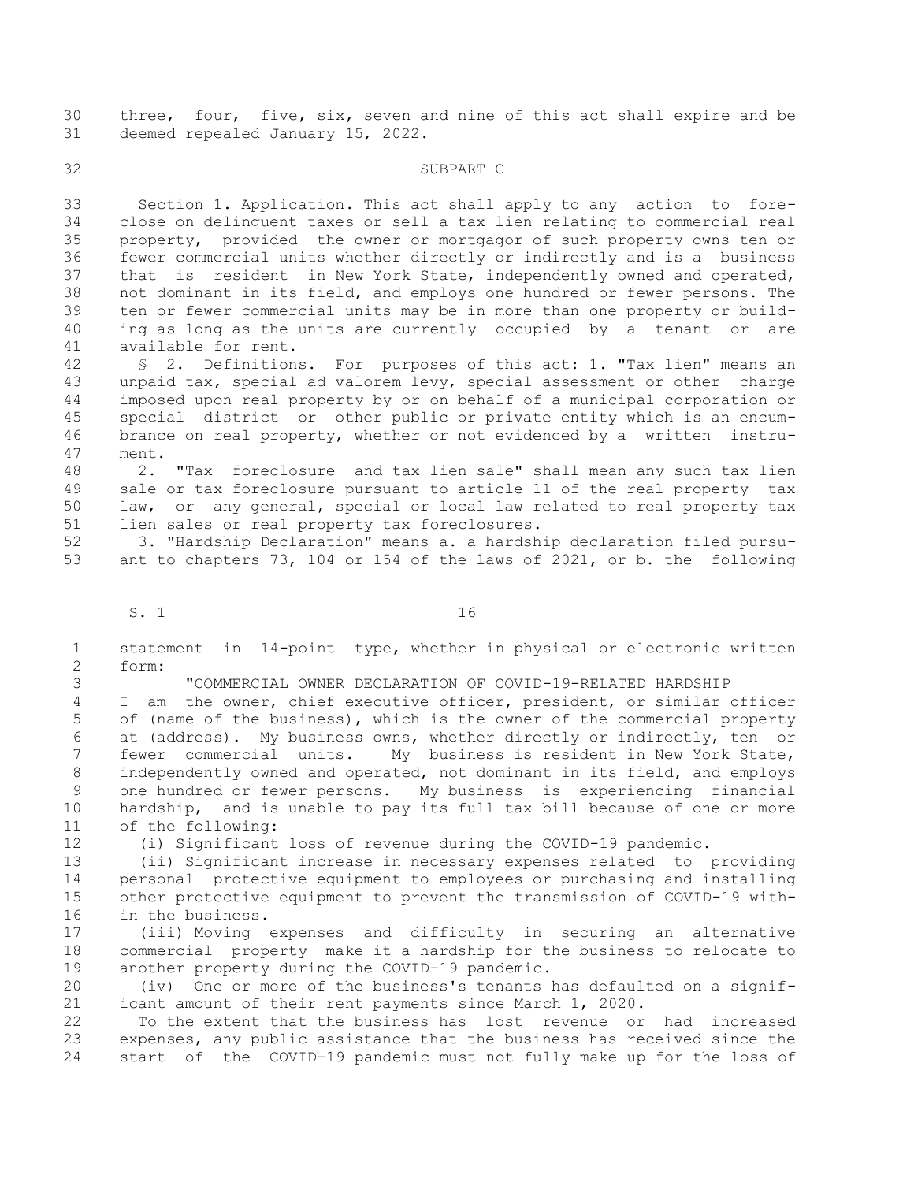three, four, five, six, seven and nine of this act shall expire and be deemed repealed January 15, 2022.

SUBPART C

Section 1. Application. This act shall apply to any action to foreclose on delinquent taxes or sell a tax lien relating to commercial real property, provided the owner or mortgagor of such property owns ten or fewer commercial units whether directly or indirectly and is a business that is resident in New York State, independently owned and operated, not dominant in its field, and employs one hundred or fewer persons. The ten or fewer commercial units may be in more than one property or building as long as the units are currently occupied by a tenant or are available for rent.

§ 2. Definitions. For purposes of this act: 1. "Tax lien" means an unpaid tax, special ad valorem levy, special assessment or other charge imposed upon real property by or on behalf of a municipal corporation or special district or other public or private entity which is an encumbrance on real property, whether or not evidenced by a written instrument.

2. "Tax foreclosure and tax lien sale" shall mean any such tax lien sale or tax foreclosure pursuant to article 11 of the real property tax law, or any general, special or local law related to real property tax lien sales or real property tax foreclosures.

3. "Hardship Declaration" means a. a hardship declaration filed pursuant to chapters 73, 104 or 154 of the laws of 2021, or b. the following statement in 14-point type, whether in physical or electronic written form:

"COMMERCIAL OWNER DECLARATION OF COVID-19-RELATED HARDSHIP

I am the owner, chief executive officer, president, or similar officer of (name of the business), which is the owner of the commercial property at (address). My business owns, whether directly or indirectly, ten or fewer commercial units. My business is resident in New York State, independently owned and operated, not dominant in its field, and employs one hundred or fewer persons. My business is experiencing financial hardship, and is unable to pay its full tax bill because of one or more of the following:

(i) Significant loss of revenue during the COVID-19 pandemic.

(ii) Significant increase in necessary expenses related to providing personal protective equipment to employees or purchasing and installing other protective equipment to prevent the transmission of COVID-19 within the business.

(iii) Moving expenses and difficulty in securing an alternative commercial property make it a hardship for the business to relocate to another property during the COVID-19 pandemic.

(iv) One or more of the business's tenants has defaulted on a significant amount of their rent payments since March 1, 2020.

To the extent that the business has lost revenue or had increased expenses, any public assistance that the business has received since the start of the COVID-19 pandemic must not fully make up for the loss of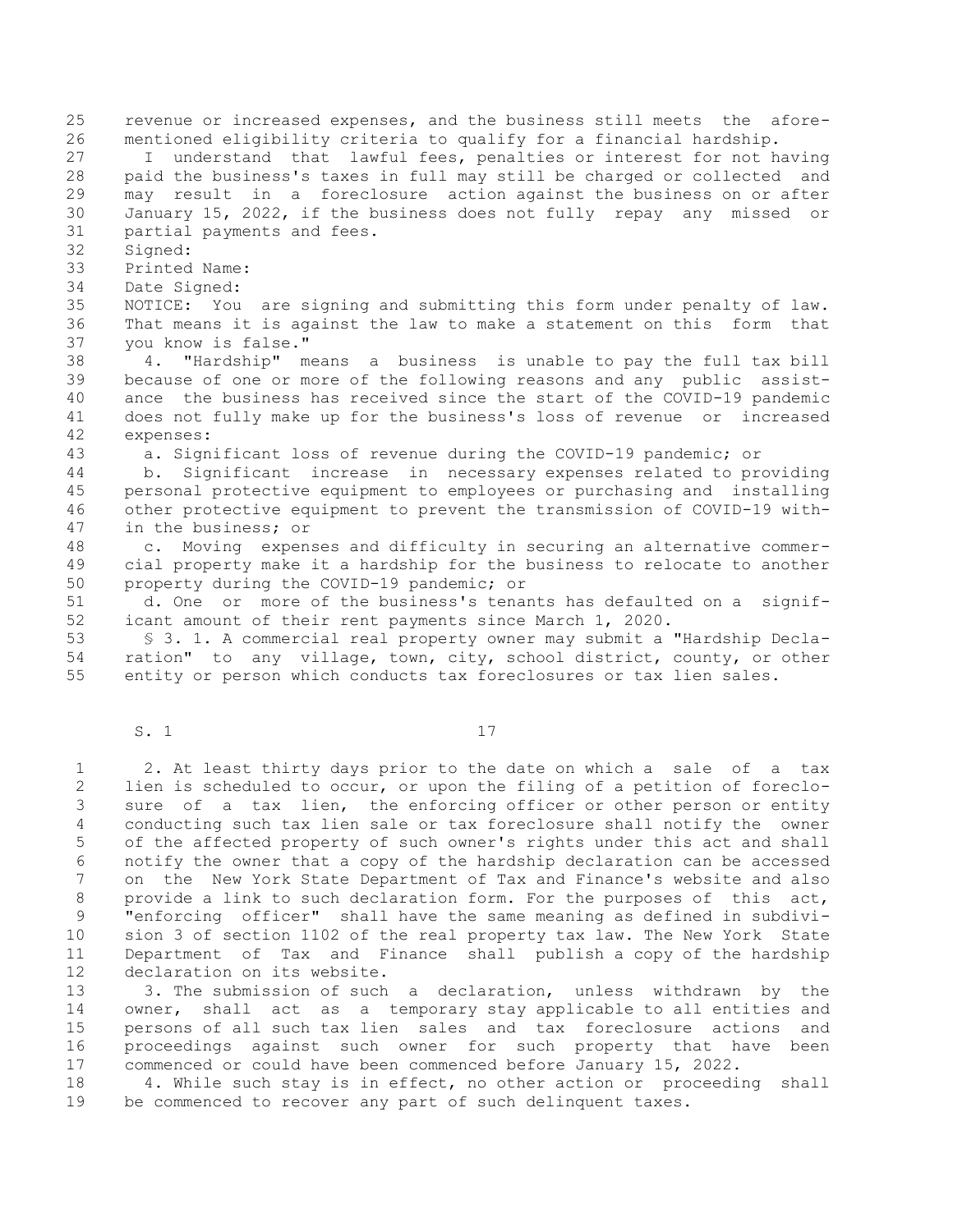revenue or increased expenses, and the business still meets the aforementioned eligibility criteria to qualify for a financial hardship.

I understand that lawful fees, penalties or interest for not having paid the business's taxes in full may still be charged or collected and may result in a foreclosure action against the business on or after January 15, 2022, if the business does not fully repay any missed or partial payments and fees.

Signed:

Printed Name:

Date Signed:

NOTICE: You are signing and submitting this form under penalty of law. That means it is against the law to make a statement on this form that you know is false."

4. "Hardship" means a business is unable to pay the full tax bill because of one or more of the following reasons and any public assistance the business has received since the start of the COVID-19 pandemic does not fully make up for the business's loss of revenue or increased expenses:

a. Significant loss of revenue during the COVID-19 pandemic; or

b. Significant increase in necessary expenses related to providing personal protective equipment to employees or purchasing and installing other protective equipment to prevent the transmission of COVID-19 within the business; or

c. Moving expenses and difficulty in securing an alternative commercial property make it a hardship for the business to relocate to another property during the COVID-19 pandemic; or

d. One or more of the business's tenants has defaulted on a significant amount of their rent payments since March 1, 2020.

§ 3. 1. A commercial real property owner may submit a "Hardship Declaration" to any village, town, city, school district, county, or other entity or person which conducts tax foreclosures or tax lien sales.

2. At least thirty days prior to the date on which a sale of a tax lien is scheduled to occur, or upon the filing of a petition of foreclosure of a tax lien, the enforcing officer or other person or entity conducting such tax lien sale or tax foreclosure shall notify the owner of the affected property of such owner's rights under this act and shall notify the owner that a copy of the hardship declaration can be accessed on the New York State Department of Tax and Finance's website and also provide a link to such declaration form. For the purposes of this act, "enforcing officer" shall have the same meaning as defined in subdivision 3 of section 1102 of the real property tax law. The New York State Department of Tax and Finance shall publish a copy of the hardship declaration on its website.

3. The submission of such a declaration, unless withdrawn by the owner, shall act as a temporary stay applicable to all entities and persons of all such tax lien sales and tax foreclosure actions and proceedings against such owner for such property that have been commenced or could have been commenced before January 15, 2022.

4. While such stay is in effect, no other action or proceeding shall be commenced to recover any part of such delinquent taxes.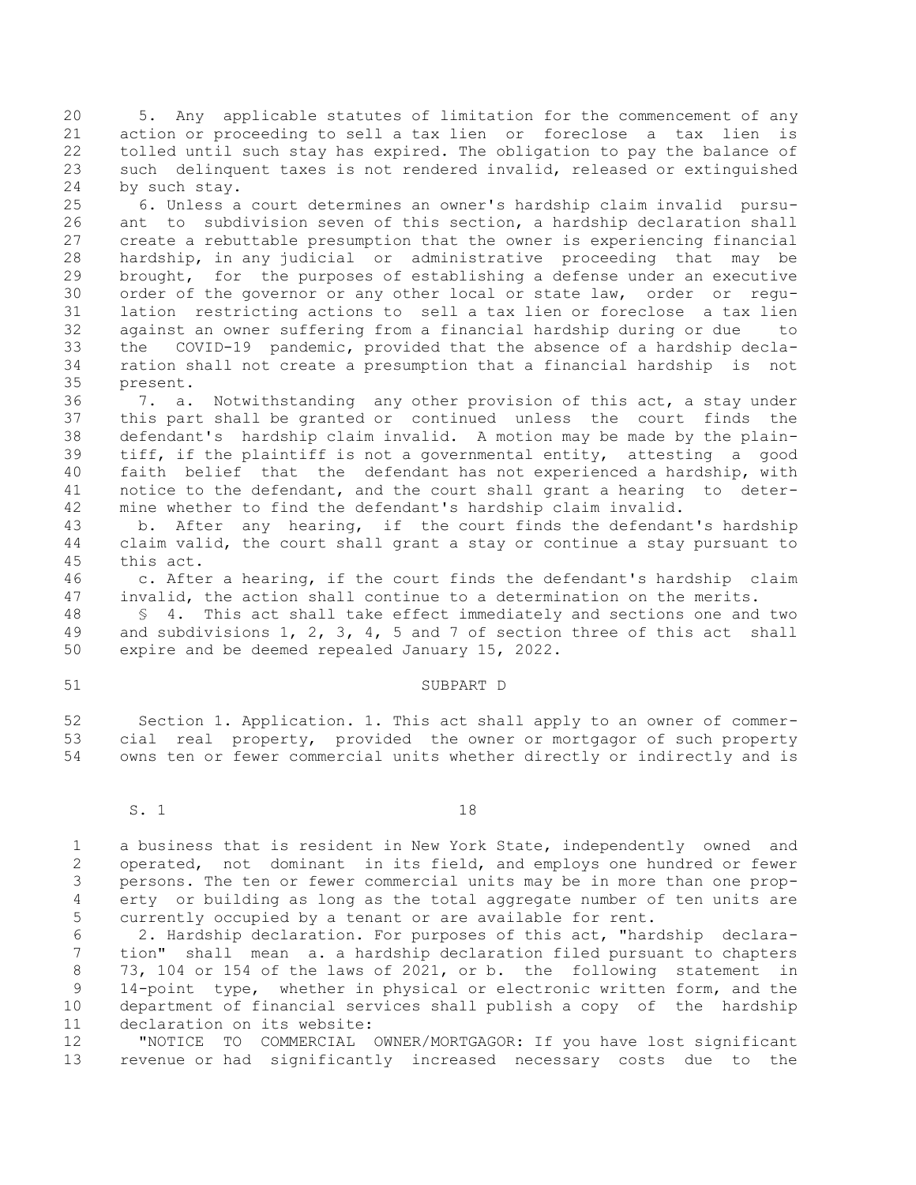5. Any applicable statutes of limitation for the commencement of any action or proceeding to sell a tax lien or foreclose a tax lien is tolled until such stay has expired. The obligation to pay the balance of such delinquent taxes is not rendered invalid, released or extinguished by such stay.

6. Unless a court determines an owner's hardship claim invalid pursuant to subdivision seven of this section, a hardship declaration shall create a rebuttable presumption that the owner is experiencing financial hardship, in any judicial or administrative proceeding that may be brought, for the purposes of establishing a defense under an executive order of the governor or any other local or state law, order or regulation restricting actions to sell a tax lien or foreclose a tax lien against an owner suffering from a financial hardship during or due to the COVID-19 pandemic, provided that the absence of a hardship declaration shall not create a presumption that a financial hardship is not present.

7. a. Notwithstanding any other provision of this act, a stay under this part shall be granted or continued unless the court finds the defendant's hardship claim invalid. A motion may be made by the plaintiff, if the plaintiff is not a governmental entity, attesting a good faith belief that the defendant has not experienced a hardship, with notice to the defendant, and the court shall grant a hearing to determine whether to find the defendant's hardship claim invalid.

b. After any hearing, if the court finds the defendant's hardship claim valid, the court shall grant a stay or continue a stay pursuant to this act.

c. After a hearing, if the court finds the defendant's hardship claim invalid, the action shall continue to a determination on the merits.

§ 4. This act shall take effect immediately and sections one and two and subdivisions 1, 2, 3, 4, 5 and 7 of section three of this act shall expire and be deemed repealed January 15, 2022.

SUBPART D

Section 1. Application. 1. This act shall apply to an owner of commercial real property, provided the owner or mortgagor of such property owns ten or fewer commercial units whether directly or indirectly and is a business that is resident in New York State, independently owned and operated, not dominant in its field, and employs one hundred or fewer persons. The ten or fewer commercial units may be in more than one property or building as long as the total aggregate number of ten units are currently occupied by a tenant or are available for rent.

2. Hardship declaration. For purposes of this act, "hardship declaration" shall mean a. a hardship declaration filed pursuant to chapters 73, 104 or 154 of the laws of 2021, or b. the following statement in 14-point type, whether in physical or electronic written form, and the department of financial services shall publish a copy of the hardship declaration on its website:

"NOTICE TO COMMERCIAL OWNER/MORTGAGOR: If you have lost significant revenue or had significantly increased necessary costs due to the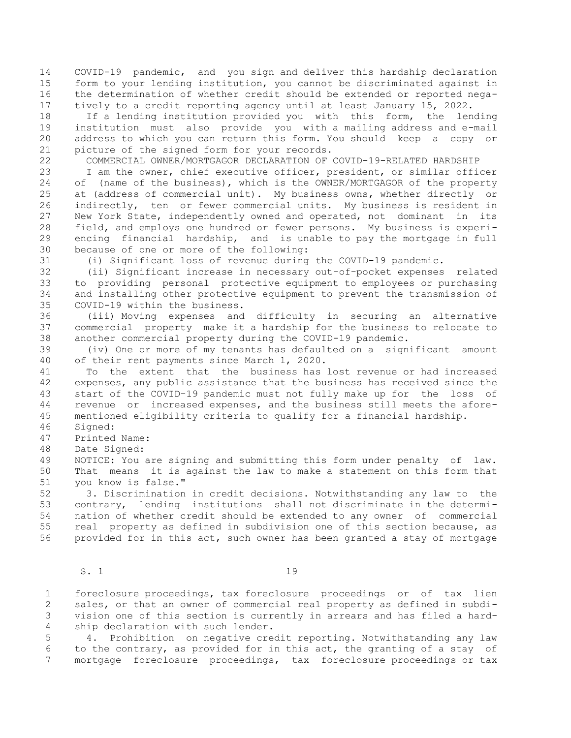COVID-19 pandemic, and you sign and deliver this hardship declaration form to your lending institution, you cannot be discriminated against in the determination of whether credit should be extended or reported negatively to a credit reporting agency until at least January 15, 2022.

If a lending institution provided you with this form, the lending institution must also provide you with a mailing address and e-mail address to which you can return this form. You should keep a copy or picture of the signed form for your records.

COMMERCIAL OWNER/MORTGAGOR DECLARATION OF COVID-19-RELATED HARDSHIP

I am the owner, chief executive officer, president, or similar officer of (name of the business), which is the OWNER/MORTGAGOR of the property at (address of commercial unit). My business owns, whether directly or indirectly, ten or fewer commercial units. My business is resident in New York State, independently owned and operated, not dominant in its field, and employs one hundred or fewer persons. My business is experiencing financial hardship, and is unable to pay the mortgage in full because of one or more of the following:

(i) Significant loss of revenue during the COVID-19 pandemic.

(ii) Significant increase in necessary out-of-pocket expenses related to providing personal protective equipment to employees or purchasing and installing other protective equipment to prevent the transmission of COVID-19 within the business.

(iii) Moving expenses and difficulty in securing an alternative commercial property make it a hardship for the business to relocate to another commercial property during the COVID-19 pandemic.

(iv) One or more of my tenants has defaulted on a significant amount of their rent payments since March 1, 2020.

To the extent that the business has lost revenue or had increased expenses, any public assistance that the business has received since the start of the COVID-19 pandemic must not fully make up for the loss of revenue or increased expenses, and the business still meets the aforementioned eligibility criteria to qualify for a financial hardship.

Signed:

Printed Name:

Date Signed:

NOTICE: You are signing and submitting this form under penalty of law. That means it is against the law to make a statement on this form that you know is false."

3. Discrimination in credit decisions. Notwithstanding any law to the contrary, lending institutions shall not discriminate in the determination of whether credit should be extended to any owner of commercial real property as defined in subdivision one of this section because, as provided for in this act, such owner has been granted a stay of mortgage foreclosure proceedings, tax foreclosure proceedings or of tax lien sales, or that an owner of commercial real property as defined in subdivision one of this section is currently in arrears and has filed a hardship declaration with such lender.

4. Prohibition on negative credit reporting. Notwithstanding any law to the contrary, as provided for in this act, the granting of a stay of mortgage foreclosure proceedings, tax foreclosure proceedings or tax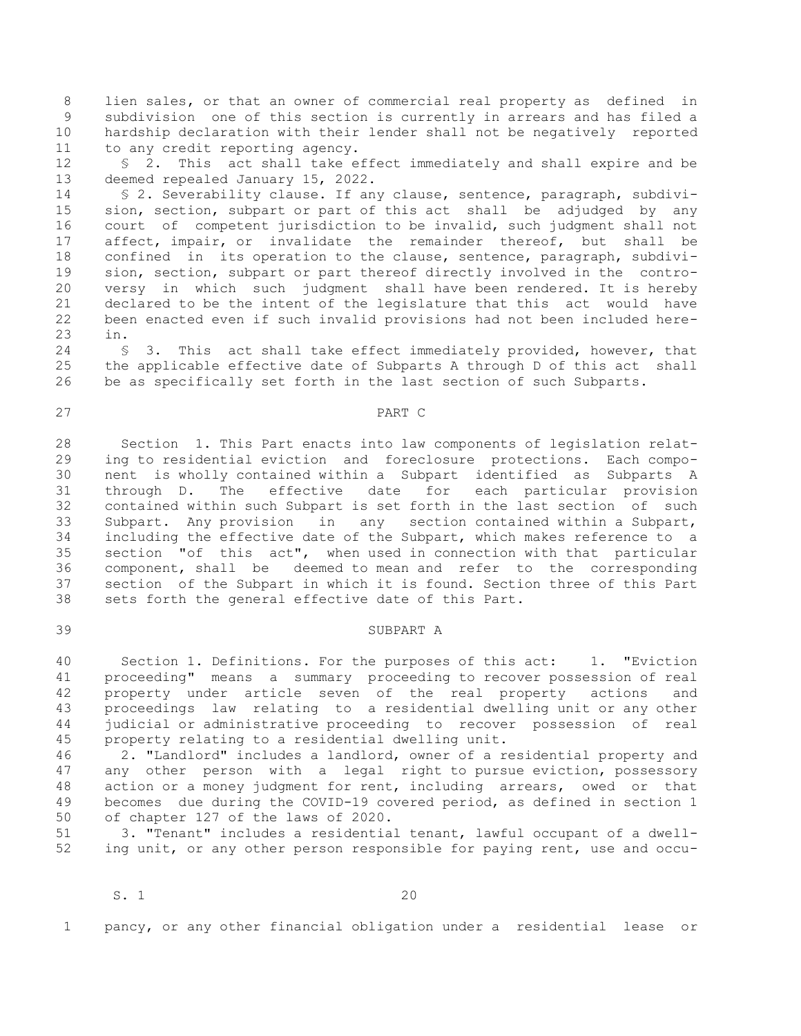lien sales, or that an owner of commercial real property as defined in subdivision one of this section is currently in arrears and has filed a hardship declaration with their lender shall not be negatively reported to any credit reporting agency.

§ 2. This act shall take effect immediately and shall expire and be deemed repealed January 15, 2022.

§ 2. Severability clause. If any clause, sentence, paragraph, subdivision, section, subpart or part of this act shall be adjudged by any court of competent jurisdiction to be invalid, such judgment shall not affect, impair, or invalidate the remainder thereof, but shall be confined in its operation to the clause, sentence, paragraph, subdivision, section, subpart or part thereof directly involved in the controversy in which such judgment shall have been rendered. It is hereby declared to be the intent of the legislature that this act would have been enacted even if such invalid provisions had not been included herein.

§ 3. This act shall take effect immediately provided, however, that the applicable effective date of Subparts A through D of this act shall be as specifically set forth in the last section of such Subparts.

PART C

Section 1. This Part enacts into law components of legislation relating to residential eviction and foreclosure protections. Each component is wholly contained within a Subpart identified as Subparts A through D. The effective date for each particular provision contained within such Subpart is set forth in the last section of such Subpart. Any provision in any section contained within a Subpart, including the effective date of the Subpart, which makes reference to a section "of this act", when used in connection with that particular component, shall be deemed to mean and refer to the corresponding section of the Subpart in which it is found. Section three of this Part sets forth the general effective date of this Part.

SUBPART A

Section 1. Definitions. For the purposes of this act: 1. "Eviction proceeding" means a summary proceeding to recover possession of real property under article seven of the real property actions and proceedings law relating to a residential dwelling unit or any other judicial or administrative proceeding to recover possession of real property relating to a residential dwelling unit.

2. "Landlord" includes a landlord, owner of a residential property and any other person with a legal right to pursue eviction, possessory action or a money judgment for rent, including arrears, owed or that becomes due during the COVID-19 covered period, as defined in section 1 of chapter 127 of the laws of 2020.

3. "Tenant" includes a residential tenant, lawful occupant of a dwelling unit, or any other person responsible for paying rent, use and occupancy, or any other financial obligation under a residential lease or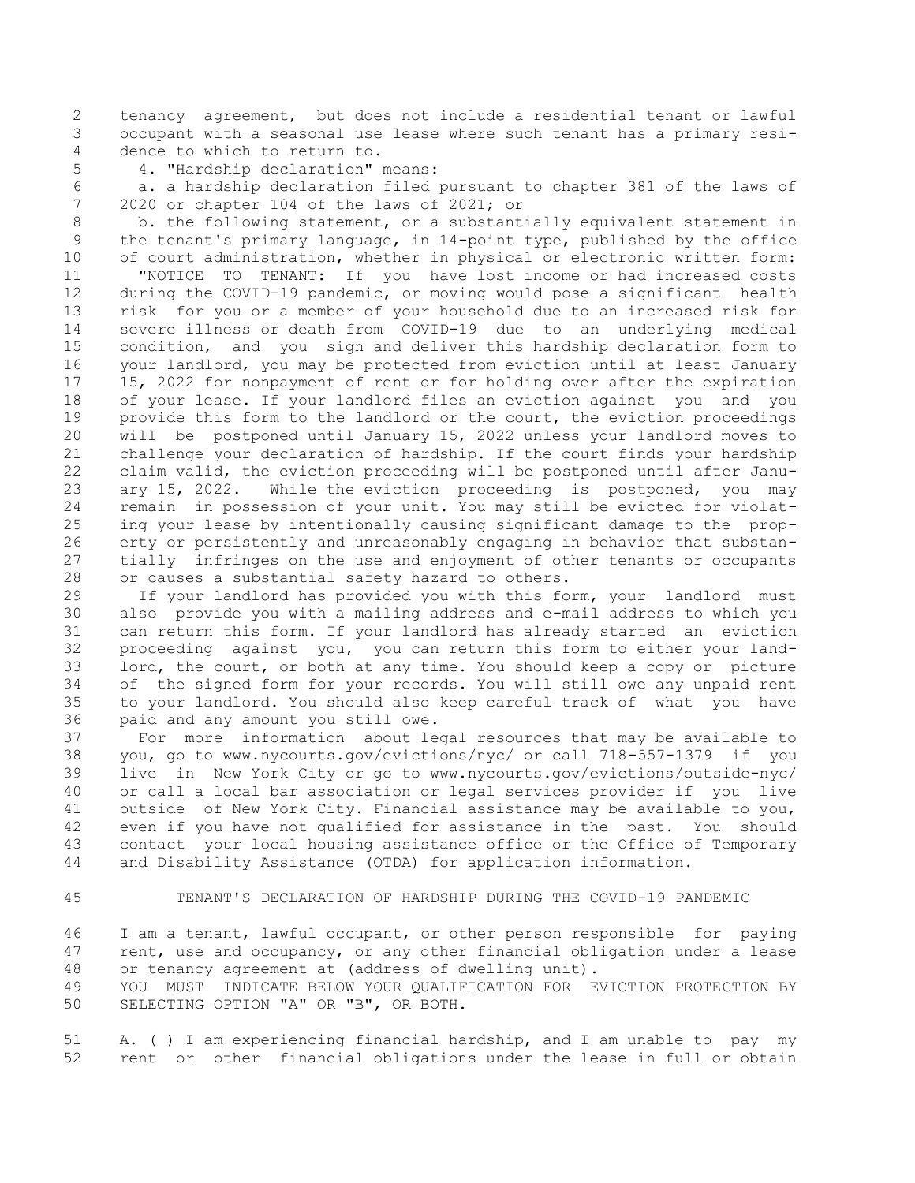tenancy agreement, but does not include a residential tenant or lawful occupant with a seasonal use lease where such tenant has a primary residence to which to return to.

4. "Hardship declaration" means:

a. a hardship declaration filed pursuant to chapter 381 of the laws of 2020 or chapter 104 of the laws of 2021; or

b. the following statement, or a substantially equivalent statement in the tenant's primary language, in 14-point type, published by the office of court administration, whether in physical or electronic written form:

"NOTICE TO TENANT: If you have lost income or had increased costs during the COVID-19 pandemic, or moving would pose a significant health risk for you or a member of your household due to an increased risk for severe illness or death from COVID-19 due to an underlying medical condition, and you sign and deliver this hardship declaration form to your landlord, you may be protected from eviction until at least January 15, 2022 for nonpayment of rent or for holding over after the expiration of your lease. If your landlord files an eviction against you and you provide this form to the landlord or the court, the eviction proceedings will be postponed until January 15, 2022 unless your landlord moves to challenge your declaration of hardship. If the court finds your hardship claim valid, the eviction proceeding will be postponed until after January 15, 2022. While the eviction proceeding is postponed, you may remain in possession of your unit. You may still be evicted for violating your lease by intentionally causing significant damage to the property or persistently and unreasonably engaging in behavior that substantially infringes on the use and enjoyment of other tenants or occupants or causes a substantial safety hazard to others.

If your landlord has provided you with this form, your landlord must also provide you with a mailing address and e-mail address to which you can return this form. If your landlord has already started an eviction proceeding against you, you can return this form to either your landlord, the court, or both at any time. You should keep a copy or picture of the signed form for your records. You will still owe any unpaid rent to your landlord. You should also keep careful track of what you have paid and any amount you still owe.

For more information about legal resources that may be available to you, go to www.nycourts.gov/evictions/nyc/ or call 718-557-1379 if you live in New York City or go to www.nycourts.gov/evictions/outside-nyc/ or call a local bar association or legal services provider if you live outside of New York City. Financial assistance may be available to you, even if you have not qualified for assistance in the past. You should contact your local housing assistance office or the Office of Temporary and Disability Assistance (OTDA) for application information.

TENANT'S DECLARATION OF HARDSHIP DURING THE COVID-19 PANDEMIC

I am a tenant, lawful occupant, or other person responsible for paying rent, use and occupancy, or any other financial obligation under a lease or tenancy agreement at (address of dwelling unit).

YOU MUST INDICATE BELOW YOUR QUALIFICATION FOR EVICTION PROTECTION BY SELECTING OPTION "A" OR "B", OR BOTH.

A. ( ) I am experiencing financial hardship, and I am unable to pay my rent or other financial obligations under the lease in full or obtain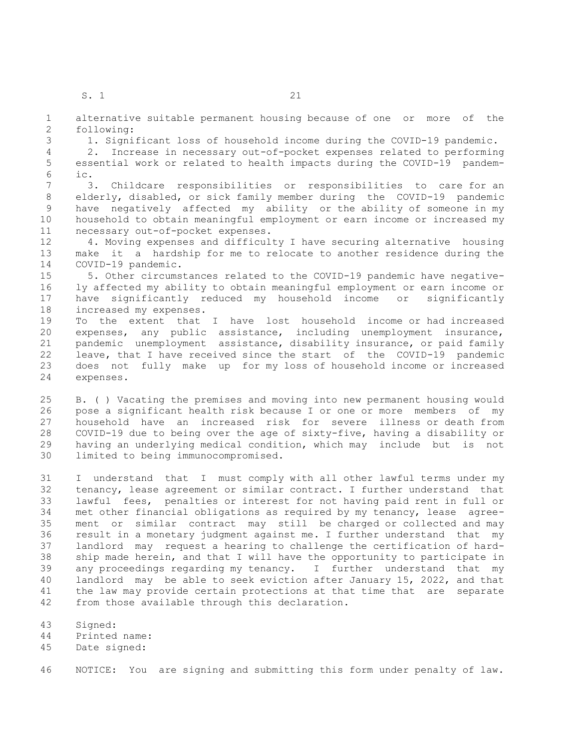alternative suitable permanent housing because of one or more of the following:

1. Significant loss of household income during the COVID-19 pandemic.

2. Increase in necessary out-of-pocket expenses related to performing essential work or related to health impacts during the COVID-19 pandemic.

3. Childcare responsibilities or responsibilities to care for an elderly, disabled, or sick family member during the COVID-19 pandemic have negatively affected my ability or the ability of someone in my household to obtain meaningful employment or earn income or increased my necessary out-of-pocket expenses.

4. Moving expenses and difficulty I have securing alternative housing make it a hardship for me to relocate to another residence during the COVID-19 pandemic.

5. Other circumstances related to the COVID-19 pandemic have negatively affected my ability to obtain meaningful employment or earn income or have significantly reduced my household income or significantly increased my expenses.

To the extent that I have lost household income or had increased expenses, any public assistance, including unemployment insurance, pandemic unemployment assistance, disability insurance, or paid family leave, that I have received since the start of the COVID-19 pandemic does not fully make up for my loss of household income or increased expenses.

B. ( ) Vacating the premises and moving into new permanent housing would pose a significant health risk because I or one or more members of my household have an increased risk for severe illness or death from COVID-19 due to being over the age of sixty-five, having a disability or having an underlying medical condition, which may include but is not limited to being immunocompromised.

I understand that I must comply with all other lawful terms under my tenancy, lease agreement or similar contract. I further understand that lawful fees, penalties or interest for not having paid rent in full or met other financial obligations as required by my tenancy, lease agreement or similar contract may still be charged or collected and may result in a monetary judgment against me. I further understand that my landlord may request a hearing to challenge the certification of hardship made herein, and that I will have the opportunity to participate in any proceedings regarding my tenancy. I further understand that my landlord may be able to seek eviction after January 15, 2022, and that the law may provide certain protections at that time that are separate from those available through this declaration.

Signed:
Printed name:
Date signed:

NOTICE: You are signing and submitting this form under penalty of law.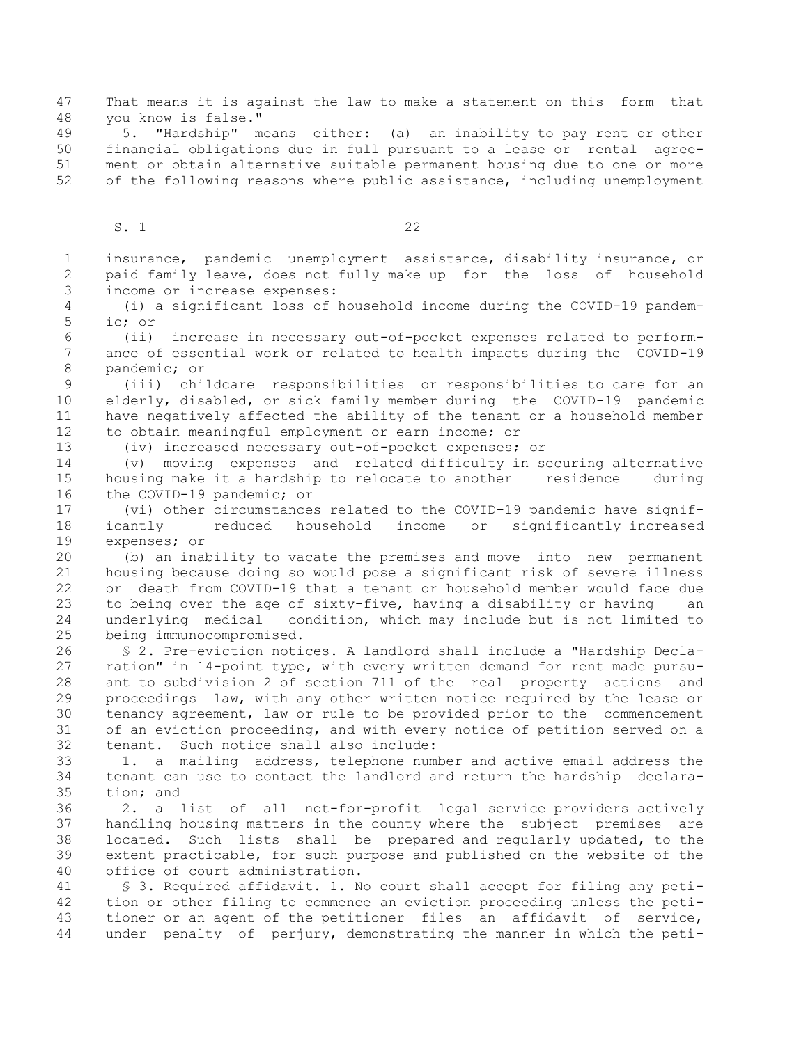That means it is against the law to make a statement on this form that you know is false."

5. "Hardship" means either: (a) an inability to pay rent or other financial obligations due in full pursuant to a lease or rental agreement or obtain alternative suitable permanent housing due to one or more of the following reasons where public assistance, including unemployment insurance, pandemic unemployment assistance, disability insurance, or paid family leave, does not fully make up for the loss of household income or increase expenses:

(i) a significant loss of household income during the COVID-19 pandemic; or

(ii) increase in necessary out-of-pocket expenses related to performance of essential work or related to health impacts during the COVID-19 pandemic; or

(iii) childcare responsibilities or responsibilities to care for an elderly, disabled, or sick family member during the COVID-19 pandemic have negatively affected the ability of the tenant or a household member to obtain meaningful employment or earn income; or

(iv) increased necessary out-of-pocket expenses; or

(v) moving expenses and related difficulty in securing alternative housing make it a hardship to relocate to another residence during the COVID-19 pandemic; or

(vi) other circumstances related to the COVID-19 pandemic have significantly reduced household income or significantly increased expenses; or

(b) an inability to vacate the premises and move into new permanent housing because doing so would pose a significant risk of severe illness or death from COVID-19 that a tenant or household member would face due to being over the age of sixty-five, having a disability or having an underlying medical condition, which may include but is not limited to being immunocompromised.

§ 2. Pre-eviction notices. A landlord shall include a "Hardship Declaration" in 14-point type, with every written demand for rent made pursuant to subdivision 2 of section 711 of the real property actions and proceedings law, with any other written notice required by the lease or tenancy agreement, law or rule to be provided prior to the commencement of an eviction proceeding, and with every notice of petition served on a tenant. Such notice shall also include:

1. a mailing address, telephone number and active email address the tenant can use to contact the landlord and return the hardship declaration; and

2. a list of all not-for-profit legal service providers actively handling housing matters in the county where the subject premises are located. Such lists shall be prepared and regularly updated, to the extent practicable, for such purpose and published on the website of the office of court administration.

§ 3. Required affidavit. 1. No court shall accept for filing any petition or other filing to commence an eviction proceeding unless the petitioner or an agent of the petitioner files an affidavit of service, under penalty of perjury, demonstrating the manner in which the peti-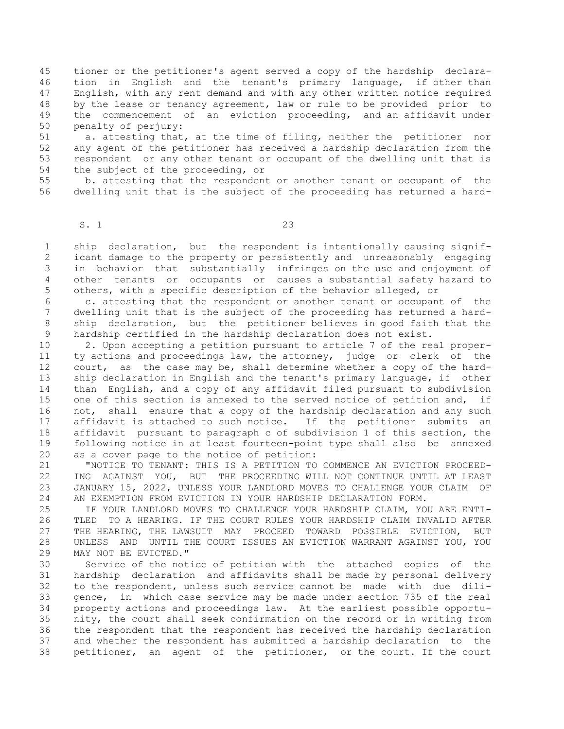tioner or the petitioner's agent served a copy of the hardship declaration in English and the tenant's primary language, if other than English, with any rent demand and with any other written notice required by the lease or tenancy agreement, law or rule to be provided prior to the commencement of an eviction proceeding, and an affidavit under penalty of perjury:

a. attesting that, at the time of filing, neither the petitioner nor any agent of the petitioner has received a hardship declaration from the respondent or any other tenant or occupant of the dwelling unit that is the subject of the proceeding, or

b. attesting that the respondent or another tenant or occupant of the dwelling unit that is the subject of the proceeding has returned a hardship declaration, but the respondent is intentionally causing significant damage to the property or persistently and unreasonably engaging in behavior that substantially infringes on the use and enjoyment of other tenants or occupants or causes a substantial safety hazard to others, with a specific description of the behavior alleged, or

c. attesting that the respondent or another tenant or occupant of the dwelling unit that is the subject of the proceeding has returned a hardship declaration, but the petitioner believes in good faith that the hardship certified in the hardship declaration does not exist.

2. Upon accepting a petition pursuant to article 7 of the real property actions and proceedings law, the attorney, judge or clerk of the court, as the case may be, shall determine whether a copy of the hardship declaration in English and the tenant's primary language, if other than English, and a copy of any affidavit filed pursuant to subdivision one of this section is annexed to the served notice of petition and, if not, shall ensure that a copy of the hardship declaration and any such affidavit is attached to such notice. If the petitioner submits an affidavit pursuant to paragraph c of subdivision 1 of this section, the following notice in at least fourteen-point type shall also be annexed as a cover page to the notice of petition:

"NOTICE TO TENANT: THIS IS A PETITION TO COMMENCE AN EVICTION PROCEEDING AGAINST YOU, BUT THE PROCEEDING WILL NOT CONTINUE UNTIL AT LEAST JANUARY 15, 2022, UNLESS YOUR LANDLORD MOVES TO CHALLENGE YOUR CLAIM OF AN EXEMPTION FROM EVICTION IN YOUR HARDSHIP DECLARATION FORM.

IF YOUR LANDLORD MOVES TO CHALLENGE YOUR HARDSHIP CLAIM, YOU ARE ENTITLED TO A HEARING. IF THE COURT RULES YOUR HARDSHIP CLAIM INVALID AFTER THE HEARING, THE LAWSUIT MAY PROCEED TOWARD POSSIBLE EVICTION, BUT UNLESS AND UNTIL THE COURT ISSUES AN EVICTION WARRANT AGAINST YOU, YOU MAY NOT BE EVICTED."

Service of the notice of petition with the attached copies of the hardship declaration and affidavits shall be made by personal delivery to the respondent, unless such service cannot be made with due diligence, in which case service may be made under section 735 of the real property actions and proceedings law. At the earliest possible opportunity, the court shall seek confirmation on the record or in writing from the respondent that the respondent has received the hardship declaration and whether the respondent has submitted a hardship declaration to the petitioner, an agent of the petitioner, or the court. If the court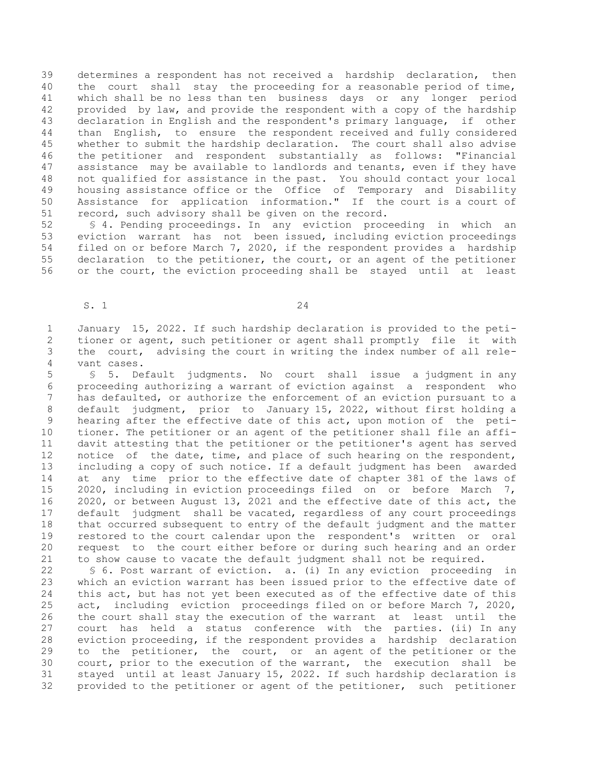determines a respondent has not received a hardship declaration, then the court shall stay the proceeding for a reasonable period of time, which shall be no less than ten business days or any longer period provided by law, and provide the respondent with a copy of the hardship declaration in English and the respondent's primary language, if other than English, to ensure the respondent received and fully considered whether to submit the hardship declaration. The court shall also advise the petitioner and respondent substantially as follows: "Financial assistance may be available to landlords and tenants, even if they have not qualified for assistance in the past. You should contact your local housing assistance office or the Office of Temporary and Disability Assistance for application information." If the court is a court of record, such advisory shall be given on the record.

§ 4. Pending proceedings. In any eviction proceeding in which an eviction warrant has not been issued, including eviction proceedings filed on or before March 7, 2020, if the respondent provides a hardship declaration to the petitioner, the court, or an agent of the petitioner or the court, the eviction proceeding shall be stayed until at least January 15, 2022. If such hardship declaration is provided to the petitioner or agent, such petitioner or agent shall promptly file it with the court, advising the court in writing the index number of all relevant cases.

§ 5. Default judgments. No court shall issue a judgment in any proceeding authorizing a warrant of eviction against a respondent who has defaulted, or authorize the enforcement of an eviction pursuant to a default judgment, prior to January 15, 2022, without first holding a hearing after the effective date of this act, upon motion of the petitioner. The petitioner or an agent of the petitioner shall file an affidavit attesting that the petitioner or the petitioner's agent has served notice of the date, time, and place of such hearing on the respondent, including a copy of such notice. If a default judgment has been awarded at any time prior to the effective date of chapter 381 of the laws of 2020, including in eviction proceedings filed on or before March 7, 2020, or between August 13, 2021 and the effective date of this act, the default judgment shall be vacated, regardless of any court proceedings that occurred subsequent to entry of the default judgment and the matter restored to the court calendar upon the respondent's written or oral request to the court either before or during such hearing and an order to show cause to vacate the default judgment shall not be required.

§ 6. Post warrant of eviction. a. (i) In any eviction proceeding in which an eviction warrant has been issued prior to the effective date of this act, but has not yet been executed as of the effective date of this act, including eviction proceedings filed on or before March 7, 2020, the court shall stay the execution of the warrant at least until the court has held a status conference with the parties. (ii) In any eviction proceeding, if the respondent provides a hardship declaration to the petitioner, the court, or an agent of the petitioner or the court, prior to the execution of the warrant, the execution shall be stayed until at least January 15, 2022. If such hardship declaration is provided to the petitioner or agent of the petitioner, such petitioner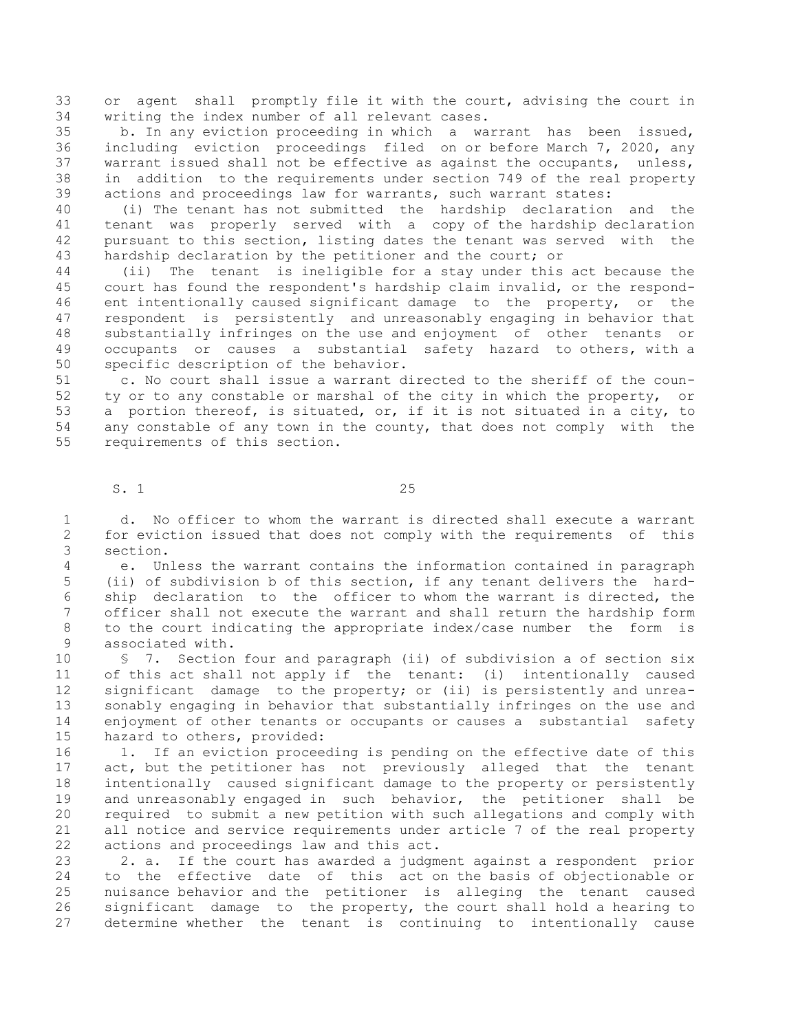or agent shall promptly file it with the court, advising the court in writing the index number of all relevant cases.

b. In any eviction proceeding in which a warrant has been issued, including eviction proceedings filed on or before March 7, 2020, any warrant issued shall not be effective as against the occupants, unless, in addition to the requirements under section 749 of the real property actions and proceedings law for warrants, such warrant states:

(i) The tenant has not submitted the hardship declaration and the tenant was properly served with a copy of the hardship declaration pursuant to this section, listing dates the tenant was served with the hardship declaration by the petitioner and the court; or

(ii) The tenant is ineligible for a stay under this act because the court has found the respondent's hardship claim invalid, or the respondent intentionally caused significant damage to the property, or the respondent is persistently and unreasonably engaging in behavior that substantially infringes on the use and enjoyment of other tenants or occupants or causes a substantial safety hazard to others, with a specific description of the behavior.

c. No court shall issue a warrant directed to the sheriff of the county or to any constable or marshal of the city in which the property, or a portion thereof, is situated, or, if it is not situated in a city, to any constable of any town in the county, that does not comply with the requirements of this section.

d. No officer to whom the warrant is directed shall execute a warrant for eviction issued that does not comply with the requirements of this section.

e. Unless the warrant contains the information contained in paragraph (ii) of subdivision b of this section, if any tenant delivers the hardship declaration to the officer to whom the warrant is directed, the officer shall not execute the warrant and shall return the hardship form to the court indicating the appropriate index/case number the form is associated with.

§ 7. Section four and paragraph (ii) of subdivision a of section six of this act shall not apply if the tenant: (i) intentionally caused significant damage to the property; or (ii) is persistently and unreasonably engaging in behavior that substantially infringes on the use and enjoyment of other tenants or occupants or causes a substantial safety hazard to others, provided:

1. If an eviction proceeding is pending on the effective date of this act, but the petitioner has not previously alleged that the tenant intentionally caused significant damage to the property or persistently and unreasonably engaged in such behavior, the petitioner shall be required to submit a new petition with such allegations and comply with all notice and service requirements under article 7 of the real property actions and proceedings law and this act.

2. a. If the court has awarded a judgment against a respondent prior to the effective date of this act on the basis of objectionable or nuisance behavior and the petitioner is alleging the tenant caused significant damage to the property, the court shall hold a hearing to determine whether the tenant is continuing to intentionally cause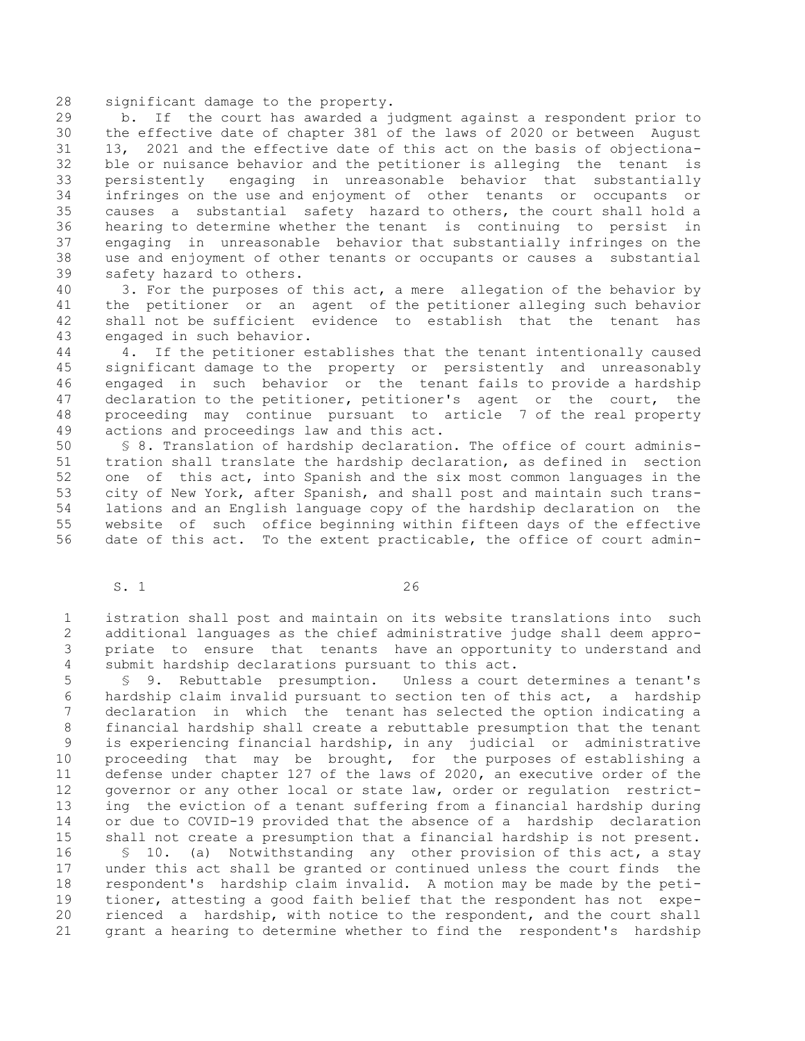significant damage to the property.

b. If the court has awarded a judgment against a respondent prior to the effective date of chapter 381 of the laws of 2020 or between August 13, 2021 and the effective date of this act on the basis of objectionable or nuisance behavior and the petitioner is alleging the tenant is persistently engaging in unreasonable behavior that substantially infringes on the use and enjoyment of other tenants or occupants or causes a substantial safety hazard to others, the court shall hold a hearing to determine whether the tenant is continuing to persist in engaging in unreasonable behavior that substantially infringes on the use and enjoyment of other tenants or occupants or causes a substantial safety hazard to others.

3. For the purposes of this act, a mere allegation of the behavior by the petitioner or an agent of the petitioner alleging such behavior shall not be sufficient evidence to establish that the tenant has engaged in such behavior.

4. If the petitioner establishes that the tenant intentionally caused significant damage to the property or persistently and unreasonably engaged in such behavior or the tenant fails to provide a hardship declaration to the petitioner, petitioner's agent or the court, the proceeding may continue pursuant to article 7 of the real property actions and proceedings law and this act.

§ 8. Translation of hardship declaration. The office of court administration shall translate the hardship declaration, as defined in section one of this act, into Spanish and the six most common languages in the city of New York, after Spanish, and shall post and maintain such translations and an English language copy of the hardship declaration on the website of such office beginning within fifteen days of the effective date of this act. To the extent practicable, the office of court administration shall post and maintain on its website translations into such additional languages as the chief administrative judge shall deem appropriate to ensure that tenants have an opportunity to understand and submit hardship declarations pursuant to this act.

§ 9. Rebuttable presumption. Unless a court determines a tenant's hardship claim invalid pursuant to section ten of this act, a hardship declaration in which the tenant has selected the option indicating a financial hardship shall create a rebuttable presumption that the tenant is experiencing financial hardship, in any judicial or administrative proceeding that may be brought, for the purposes of establishing a defense under chapter 127 of the laws of 2020, an executive order of the governor or any other local or state law, order or regulation restricting the eviction of a tenant suffering from a financial hardship during or due to COVID-19 provided that the absence of a hardship declaration shall not create a presumption that a financial hardship is not present.

§ 10. (a) Notwithstanding any other provision of this act, a stay under this act shall be granted or continued unless the court finds the respondent's hardship claim invalid. A motion may be made by the petitioner, attesting a good faith belief that the respondent has not experienced a hardship, with notice to the respondent, and the court shall grant a hearing to determine whether to find the respondent's hardship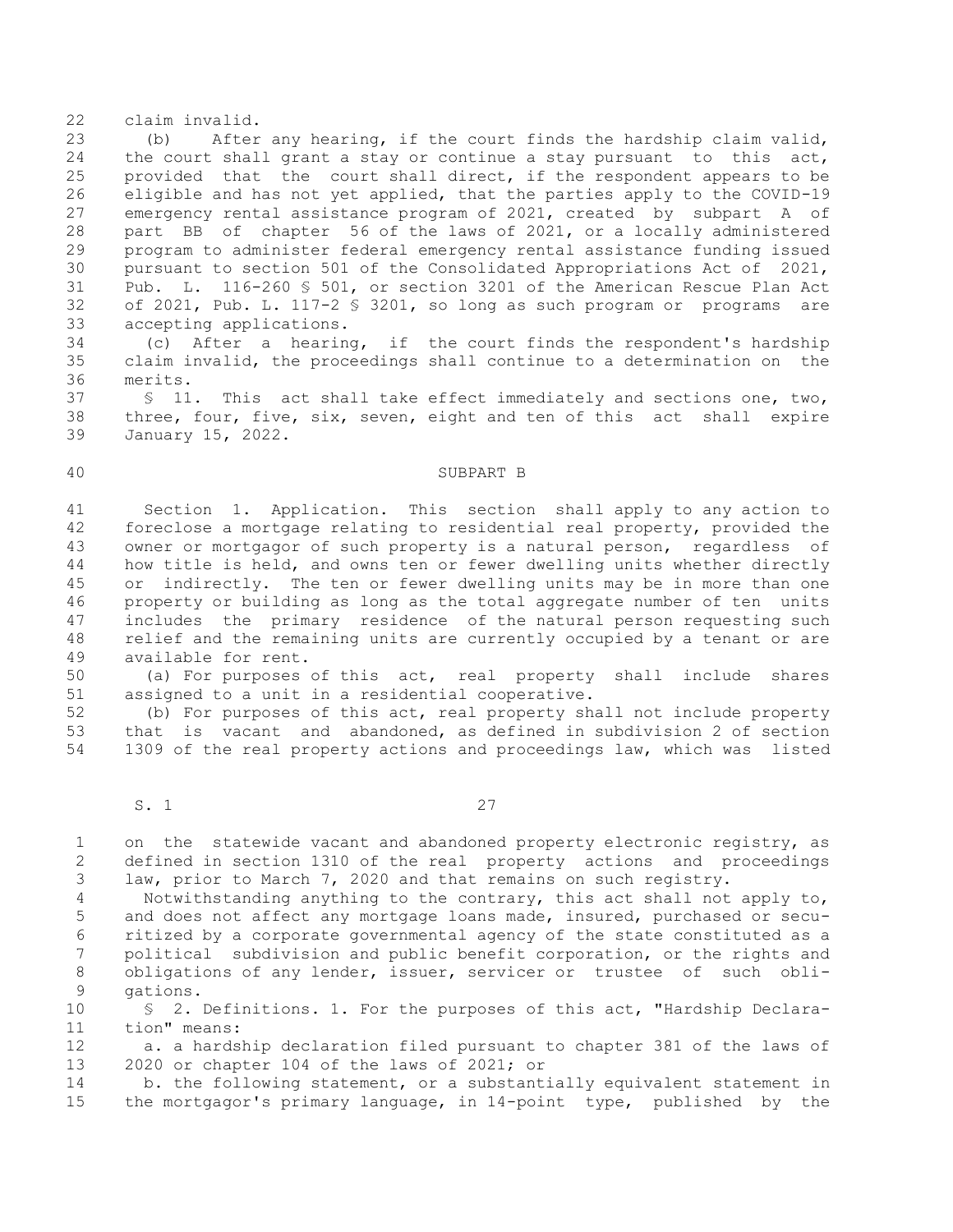claim invalid.

(b) After any hearing, if the court finds the hardship claim valid, the court shall grant a stay or continue a stay pursuant to this act, provided that the court shall direct, if the respondent appears to be eligible and has not yet applied, that the parties apply to the COVID-19 emergency rental assistance program of 2021, created by subpart A of part BB of chapter 56 of the laws of 2021, or a locally administered program to administer federal emergency rental assistance funding issued pursuant to section 501 of the Consolidated Appropriations Act of 2021, Pub. L. 116-260 § 501, or section 3201 of the American Rescue Plan Act of 2021, Pub. L. 117-2 § 3201, so long as such program or programs are accepting applications.

(c) After a hearing, if the court finds the respondent's hardship claim invalid, the proceedings shall continue to a determination on the merits.

§ 11. This act shall take effect immediately and sections one, two, three, four, five, six, seven, eight and ten of this act shall expire January 15, 2022.

## SUBPART B

Section 1. Application. This section shall apply to any action to foreclose a mortgage relating to residential real property, provided the owner or mortgagor of such property is a natural person, regardless of how title is held, and owns ten or fewer dwelling units whether directly or indirectly. The ten or fewer dwelling units may be in more than one property or building as long as the total aggregate number of ten units includes the primary residence of the natural person requesting such relief and the remaining units are currently occupied by a tenant or are available for rent.

(a) For purposes of this act, real property shall include shares assigned to a unit in a residential cooperative.

(b) For purposes of this act, real property shall not include property that is vacant and abandoned, as defined in subdivision 2 of section 1309 of the real property actions and proceedings law, which was listed on the statewide vacant and abandoned property electronic registry, as defined in section 1310 of the real property actions and proceedings law, prior to March 7, 2020 and that remains on such registry.

Notwithstanding anything to the contrary, this act shall not apply to, and does not affect any mortgage loans made, insured, purchased or securitized by a corporate governmental agency of the state constituted as a political subdivision and public benefit corporation, or the rights and obligations of any lender, issuer, servicer or trustee of such obligations.

§ 2. Definitions. 1. For the purposes of this act, "Hardship Declaration" means:

a. a hardship declaration filed pursuant to chapter 381 of the laws of 2020 or chapter 104 of the laws of 2021; or

b. the following statement, or a substantially equivalent statement in the mortgagor's primary language, in 14-point type, published by the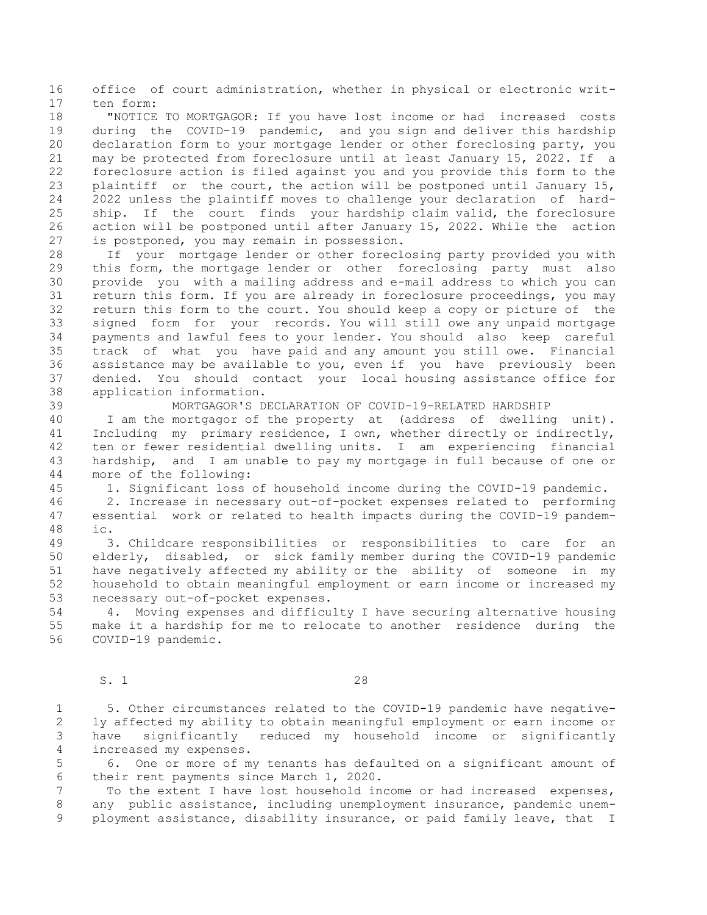office of court administration, whether in physical or electronic written form:

"NOTICE TO MORTGAGOR: If you have lost income or had increased costs during the COVID-19 pandemic, and you sign and deliver this hardship declaration form to your mortgage lender or other foreclosing party, you may be protected from foreclosure until at least January 15, 2022. If a foreclosure action is filed against you and you provide this form to the plaintiff or the court, the action will be postponed until January 15, 2022 unless the plaintiff moves to challenge your declaration of hardship. If the court finds your hardship claim valid, the foreclosure action will be postponed until after January 15, 2022. While the action is postponed, you may remain in possession.

If your mortgage lender or other foreclosing party provided you with this form, the mortgage lender or other foreclosing party must also provide you with a mailing address and e-mail address to which you can return this form. If you are already in foreclosure proceedings, you may return this form to the court. You should keep a copy or picture of the signed form for your records. You will still owe any unpaid mortgage payments and lawful fees to your lender. You should also keep careful track of what you have paid and any amount you still owe. Financial assistance may be available to you, even if you have previously been denied. You should contact your local housing assistance office for application information.

MORTGAGOR'S DECLARATION OF COVID-19-RELATED HARDSHIP

I am the mortgagor of the property at (address of dwelling unit). Including my primary residence, I own, whether directly or indirectly, ten or fewer residential dwelling units. I am experiencing financial hardship, and I am unable to pay my mortgage in full because of one or more of the following:

1. Significant loss of household income during the COVID-19 pandemic.

2. Increase in necessary out-of-pocket expenses related to performing essential work or related to health impacts during the COVID-19 pandemic.

3. Childcare responsibilities or responsibilities to care for an elderly, disabled, or sick family member during the COVID-19 pandemic have negatively affected my ability or the ability of someone in my household to obtain meaningful employment or earn income or increased my necessary out-of-pocket expenses.

4. Moving expenses and difficulty I have securing alternative housing make it a hardship for me to relocate to another residence during the COVID-19 pandemic.

5. Other circumstances related to the COVID-19 pandemic have negatively affected my ability to obtain meaningful employment or earn income or have significantly reduced my household income or significantly increased my expenses.

6. One or more of my tenants has defaulted on a significant amount of their rent payments since March 1, 2020.

To the extent I have lost household income or had increased expenses, any public assistance, including unemployment insurance, pandemic unemployment assistance, disability insurance, or paid family leave, that I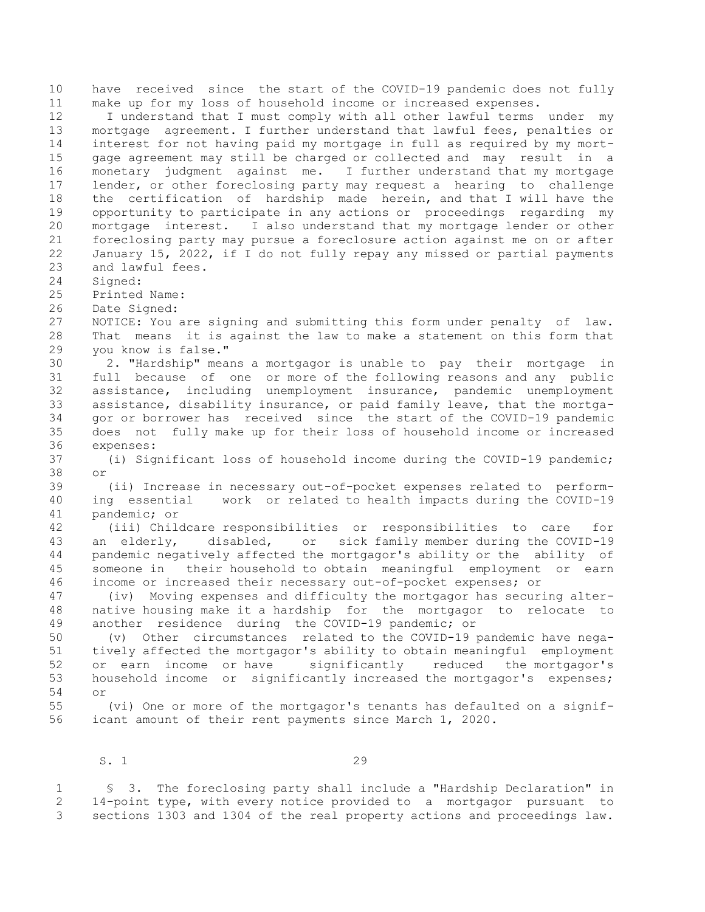have received since the start of the COVID-19 pandemic does not fully make up for my loss of household income or increased expenses.

I understand that I must comply with all other lawful terms under my mortgage agreement. I further understand that lawful fees, penalties or interest for not having paid my mortgage in full as required by my mortgage agreement may still be charged or collected and may result in a monetary judgment against me. I further understand that my mortgage lender, or other foreclosing party may request a hearing to challenge the certification of hardship made herein, and that I will have the opportunity to participate in any actions or proceedings regarding my mortgage interest. I also understand that my mortgage lender or other foreclosing party may pursue a foreclosure action against me on or after January 15, 2022, if I do not fully repay any missed or partial payments and lawful fees.

Signed:

Printed Name:

Date Signed:

NOTICE: You are signing and submitting this form under penalty of law. That means it is against the law to make a statement on this form that you know is false."

2. "Hardship" means a mortgagor is unable to pay their mortgage in full because of one or more of the following reasons and any public assistance, including unemployment insurance, pandemic unemployment assistance, disability insurance, or paid family leave, that the mortgagor or borrower has received since the start of the COVID-19 pandemic does not fully make up for their loss of household income or increased expenses:

(i) Significant loss of household income during the COVID-19 pandemic; or

(ii) Increase in necessary out-of-pocket expenses related to performing essential work or related to health impacts during the COVID-19 pandemic; or

(iii) Childcare responsibilities or responsibilities to care for an elderly, disabled, or sick family member during the COVID-19 pandemic negatively affected the mortgagor's ability or the ability of someone in their household to obtain meaningful employment or earn income or increased their necessary out-of-pocket expenses; or

(iv) Moving expenses and difficulty the mortgagor has securing alternative housing make it a hardship for the mortgagor to relocate to another residence during the COVID-19 pandemic; or

(v) Other circumstances related to the COVID-19 pandemic have negatively affected the mortgagor's ability to obtain meaningful employment or earn income or have significantly reduced the mortgagor's household income or significantly increased the mortgagor's expenses; or

(vi) One or more of the mortgagor's tenants has defaulted on a significant amount of their rent payments since March 1, 2020.

§ 3. The foreclosing party shall include a "Hardship Declaration" in 14-point type, with every notice provided to a mortgagor pursuant to sections 1303 and 1304 of the real property actions and proceedings law.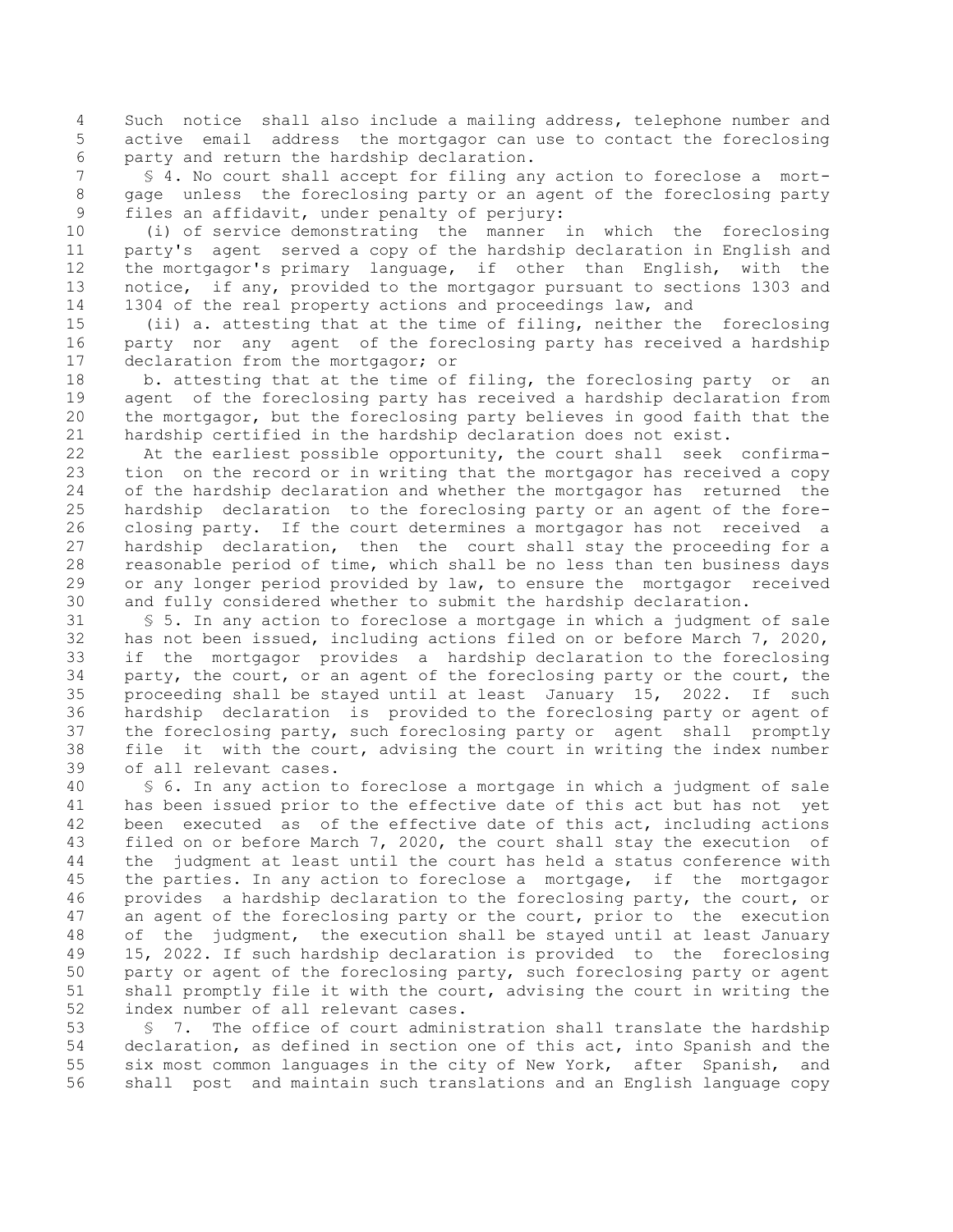Such notice shall also include a mailing address, telephone number and active email address the mortgagor can use to contact the foreclosing party and return the hardship declaration.

§ 4. No court shall accept for filing any action to foreclose a mortgage unless the foreclosing party or an agent of the foreclosing party files an affidavit, under penalty of perjury:

(i) of service demonstrating the manner in which the foreclosing party's agent served a copy of the hardship declaration in English and the mortgagor's primary language, if other than English, with the notice, if any, provided to the mortgagor pursuant to sections 1303 and 1304 of the real property actions and proceedings law, and

(ii) a. attesting that at the time of filing, neither the foreclosing party nor any agent of the foreclosing party has received a hardship declaration from the mortgagor; or

b. attesting that at the time of filing, the foreclosing party or an agent of the foreclosing party has received a hardship declaration from the mortgagor, but the foreclosing party believes in good faith that the hardship certified in the hardship declaration does not exist.

At the earliest possible opportunity, the court shall seek confirmation on the record or in writing that the mortgagor has received a copy of the hardship declaration and whether the mortgagor has returned the hardship declaration to the foreclosing party or an agent of the foreclosing party. If the court determines a mortgagor has not received a hardship declaration, then the court shall stay the proceeding for a reasonable period of time, which shall be no less than ten business days or any longer period provided by law, to ensure the mortgagor received and fully considered whether to submit the hardship declaration.

§ 5. In any action to foreclose a mortgage in which a judgment of sale has not been issued, including actions filed on or before March 7, 2020, if the mortgagor provides a hardship declaration to the foreclosing party, the court, or an agent of the foreclosing party or the court, the proceeding shall be stayed until at least January 15, 2022. If such hardship declaration is provided to the foreclosing party or agent of the foreclosing party, such foreclosing party or agent shall promptly file it with the court, advising the court in writing the index number of all relevant cases.

§ 6. In any action to foreclose a mortgage in which a judgment of sale has been issued prior to the effective date of this act but has not yet been executed as of the effective date of this act, including actions filed on or before March 7, 2020, the court shall stay the execution of the judgment at least until the court has held a status conference with the parties. In any action to foreclose a mortgage, if the mortgagor provides a hardship declaration to the foreclosing party, the court, or an agent of the foreclosing party or the court, prior to the execution of the judgment, the execution shall be stayed until at least January 15, 2022. If such hardship declaration is provided to the foreclosing party or agent of the foreclosing party, such foreclosing party or agent shall promptly file it with the court, advising the court in writing the index number of all relevant cases.

§ 7. The office of court administration shall translate the hardship declaration, as defined in section one of this act, into Spanish and the six most common languages in the city of New York, after Spanish, and shall post and maintain such translations and an English language copy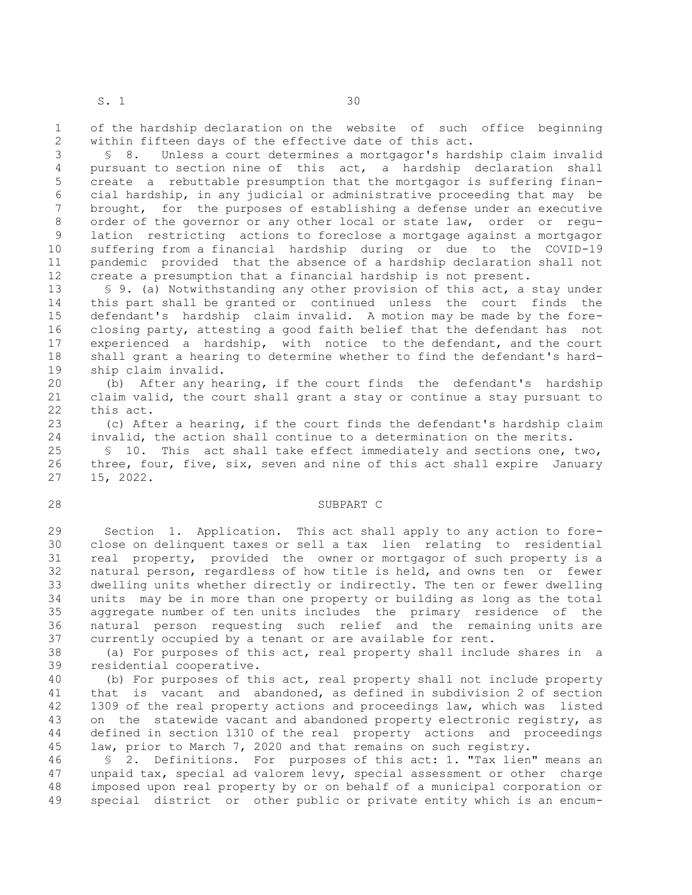of the hardship declaration on the website of such office beginning within fifteen days of the effective date of this act.

§ 8. Unless a court determines a mortgagor's hardship claim invalid pursuant to section nine of this act, a hardship declaration shall create a rebuttable presumption that the mortgagor is suffering financial hardship, in any judicial or administrative proceeding that may be brought, for the purposes of establishing a defense under an executive order of the governor or any other local or state law, order or regulation restricting actions to foreclose a mortgage against a mortgagor suffering from a financial hardship during or due to the COVID-19 pandemic provided that the absence of a hardship declaration shall not create a presumption that a financial hardship is not present.

§ 9. (a) Notwithstanding any other provision of this act, a stay under this part shall be granted or continued unless the court finds the defendant's hardship claim invalid. A motion may be made by the foreclosing party, attesting a good faith belief that the defendant has not experienced a hardship, with notice to the defendant, and the court shall grant a hearing to determine whether to find the defendant's hardship claim invalid.

(b) After any hearing, if the court finds the defendant's hardship claim valid, the court shall grant a stay or continue a stay pursuant to this act.

(c) After a hearing, if the court finds the defendant's hardship claim invalid, the action shall continue to a determination on the merits.

§ 10. This act shall take effect immediately and sections one, two, three, four, five, six, seven and nine of this act shall expire January 15, 2022.

## SUBPART C

Section 1. Application. This act shall apply to any action to foreclose on delinquent taxes or sell a tax lien relating to residential real property, provided the owner or mortgagor of such property is a natural person, regardless of how title is held, and owns ten or fewer dwelling units whether directly or indirectly. The ten or fewer dwelling units may be in more than one property or building as long as the total aggregate number of ten units includes the primary residence of the natural person requesting such relief and the remaining units are currently occupied by a tenant or are available for rent.

(a) For purposes of this act, real property shall include shares in a residential cooperative.

(b) For purposes of this act, real property shall not include property that is vacant and abandoned, as defined in subdivision 2 of section 1309 of the real property actions and proceedings law, which was listed on the statewide vacant and abandoned property electronic registry, as defined in section 1310 of the real property actions and proceedings law, prior to March 7, 2020 and that remains on such registry.

§ 2. Definitions. For purposes of this act: 1. "Tax lien" means an unpaid tax, special ad valorem levy, special assessment or other charge imposed upon real property by or on behalf of a municipal corporation or special district or other public or private entity which is an encum-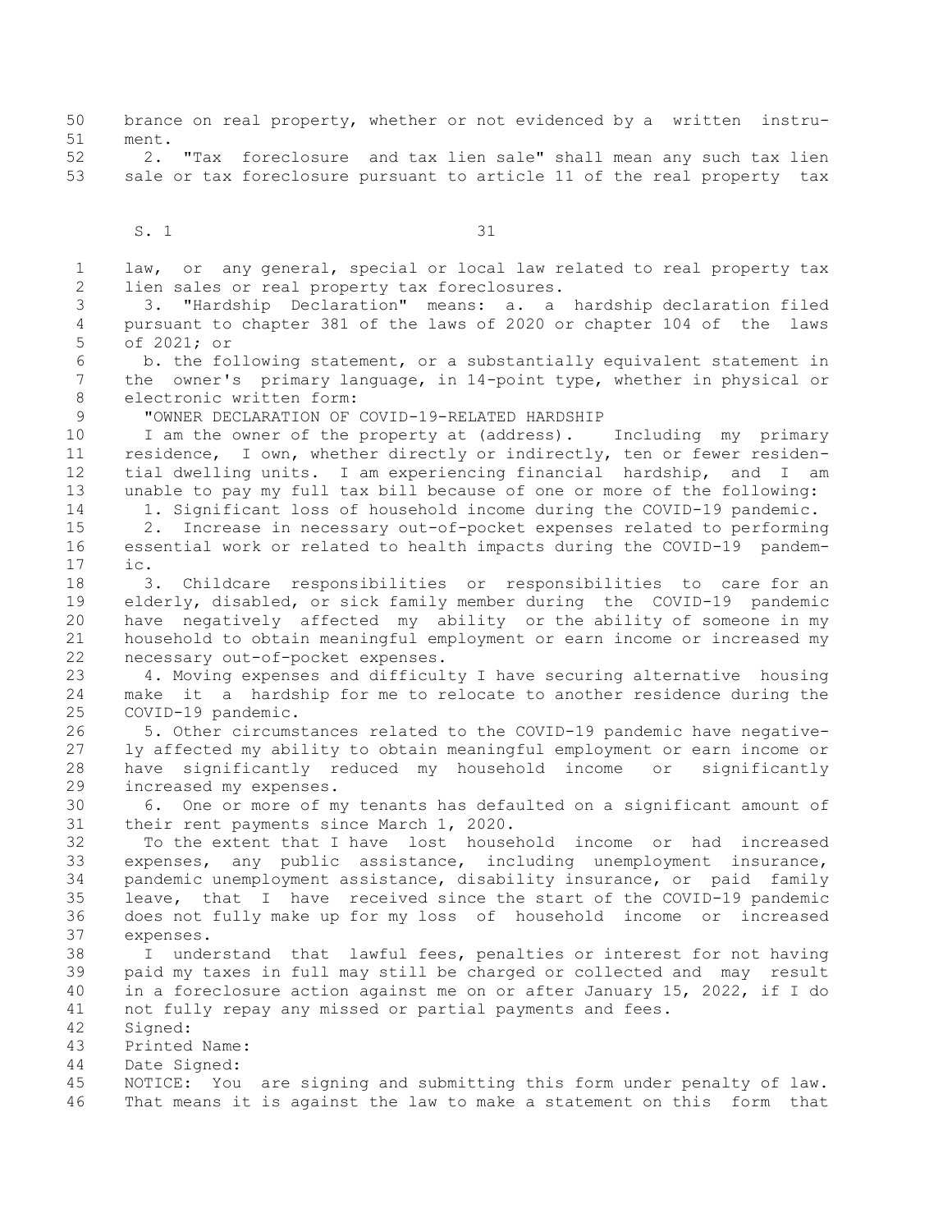brance on real property, whether or not evidenced by a written instrument.

2. "Tax foreclosure and tax lien sale" shall mean any such tax lien sale or tax foreclosure pursuant to article 11 of the real property tax law, or any general, special or local law related to real property tax lien sales or real property tax foreclosures.

3. "Hardship Declaration" means: a. a hardship declaration filed pursuant to chapter 381 of the laws of 2020 or chapter 104 of the laws of 2021; or

b. the following statement, or a substantially equivalent statement in the owner's primary language, in 14-point type, whether in physical or electronic written form:

"OWNER DECLARATION OF COVID-19-RELATED HARDSHIP

I am the owner of the property at (address). Including my primary residence, I own, whether directly or indirectly, ten or fewer residential dwelling units. I am experiencing financial hardship, and I am unable to pay my full tax bill because of one or more of the following:

1. Significant loss of household income during the COVID-19 pandemic.

2. Increase in necessary out-of-pocket expenses related to performing essential work or related to health impacts during the COVID-19 pandemic.

3. Childcare responsibilities or responsibilities to care for an elderly, disabled, or sick family member during the COVID-19 pandemic have negatively affected my ability or the ability of someone in my household to obtain meaningful employment or earn income or increased my necessary out-of-pocket expenses.

4. Moving expenses and difficulty I have securing alternative housing make it a hardship for me to relocate to another residence during the COVID-19 pandemic.

5. Other circumstances related to the COVID-19 pandemic have negatively affected my ability to obtain meaningful employment or earn income or have significantly reduced my household income or significantly increased my expenses.

6. One or more of my tenants has defaulted on a significant amount of their rent payments since March 1, 2020.

To the extent that I have lost household income or had increased expenses, any public assistance, including unemployment insurance, pandemic unemployment assistance, disability insurance, or paid family leave, that I have received since the start of the COVID-19 pandemic does not fully make up for my loss of household income or increased expenses.

I understand that lawful fees, penalties or interest for not having paid my taxes in full may still be charged or collected and may result in a foreclosure action against me on or after January 15, 2022, if I do not fully repay any missed or partial payments and fees.

Signed:

Printed Name:

Date Signed:

NOTICE: You are signing and submitting this form under penalty of law. That means it is against the law to make a statement on this form that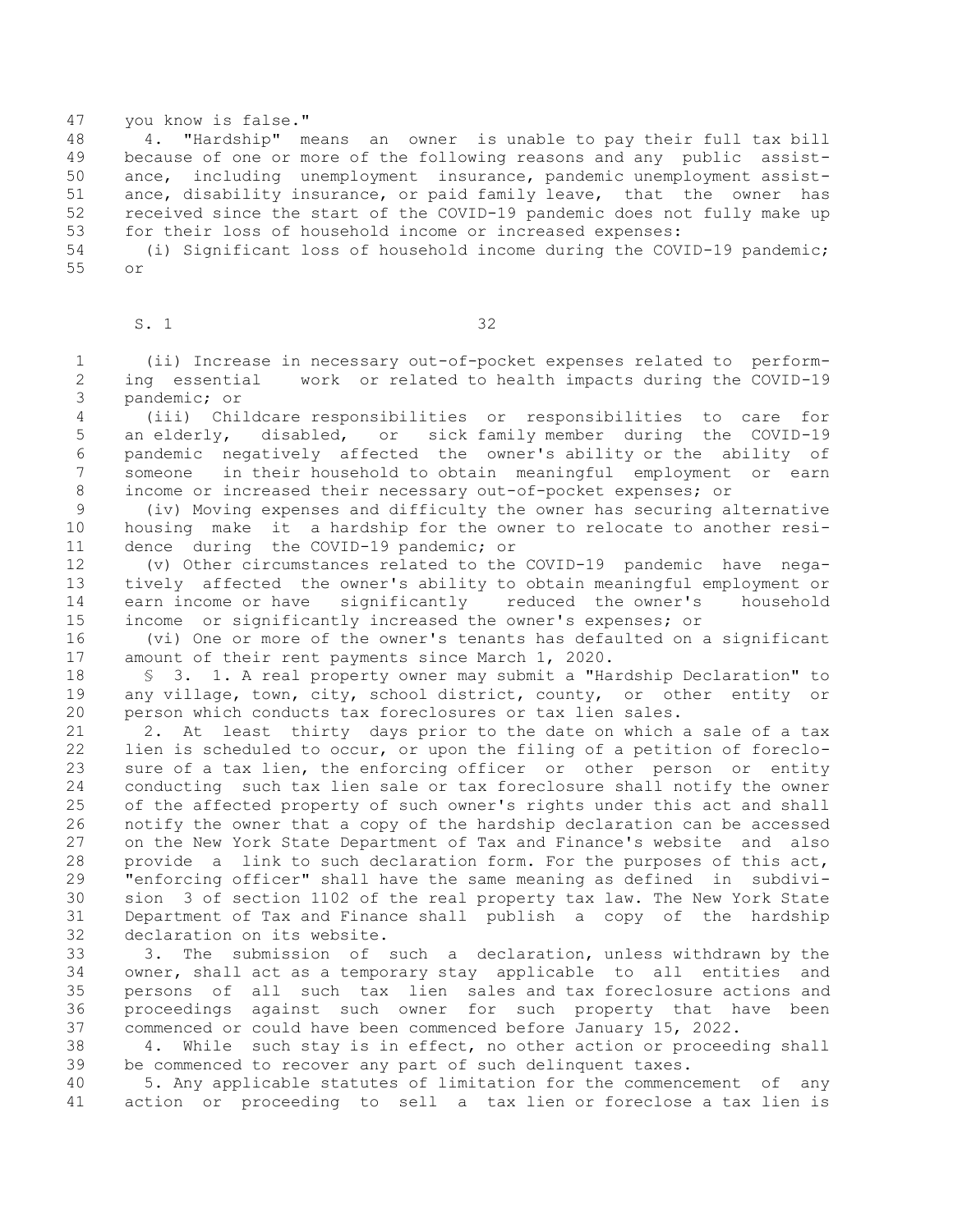you know is false."

4. "Hardship" means an owner is unable to pay their full tax bill because of one or more of the following reasons and any public assistance, including unemployment insurance, pandemic unemployment assistance, disability insurance, or paid family leave, that the owner has received since the start of the COVID-19 pandemic does not fully make up for their loss of household income or increased expenses:

(i) Significant loss of household income during the COVID-19 pandemic; or

(ii) Increase in necessary out-of-pocket expenses related to performing essential work or related to health impacts during the COVID-19 pandemic; or

(iii) Childcare responsibilities or responsibilities to care for an elderly, disabled, or sick family member during the COVID-19 pandemic negatively affected the owner's ability or the ability of someone in their household to obtain meaningful employment or earn income or increased their necessary out-of-pocket expenses; or

(iv) Moving expenses and difficulty the owner has securing alternative housing make it a hardship for the owner to relocate to another residence during the COVID-19 pandemic; or

(v) Other circumstances related to the COVID-19 pandemic have negatively affected the owner's ability to obtain meaningful employment or earn income or have significantly reduced the owner's household income or significantly increased the owner's expenses; or

(vi) One or more of the owner's tenants has defaulted on a significant amount of their rent payments since March 1, 2020.

§ 3. 1. A real property owner may submit a "Hardship Declaration" to any village, town, city, school district, county, or other entity or person which conducts tax foreclosures or tax lien sales.

2. At least thirty days prior to the date on which a sale of a tax lien is scheduled to occur, or upon the filing of a petition of foreclosure of a tax lien, the enforcing officer or other person or entity conducting such tax lien sale or tax foreclosure shall notify the owner of the affected property of such owner's rights under this act and shall notify the owner that a copy of the hardship declaration can be accessed on the New York State Department of Tax and Finance's website and also provide a link to such declaration form. For the purposes of this act, "enforcing officer" shall have the same meaning as defined in subdivision 3 of section 1102 of the real property tax law. The New York State Department of Tax and Finance shall publish a copy of the hardship declaration on its website.

3. The submission of such a declaration, unless withdrawn by the owner, shall act as a temporary stay applicable to all entities and persons of all such tax lien sales and tax foreclosure actions and proceedings against such owner for such property that have been commenced or could have been commenced before January 15, 2022.

4. While such stay is in effect, no other action or proceeding shall be commenced to recover any part of such delinquent taxes.

5. Any applicable statutes of limitation for the commencement of any action or proceeding to sell a tax lien or foreclose a tax lien is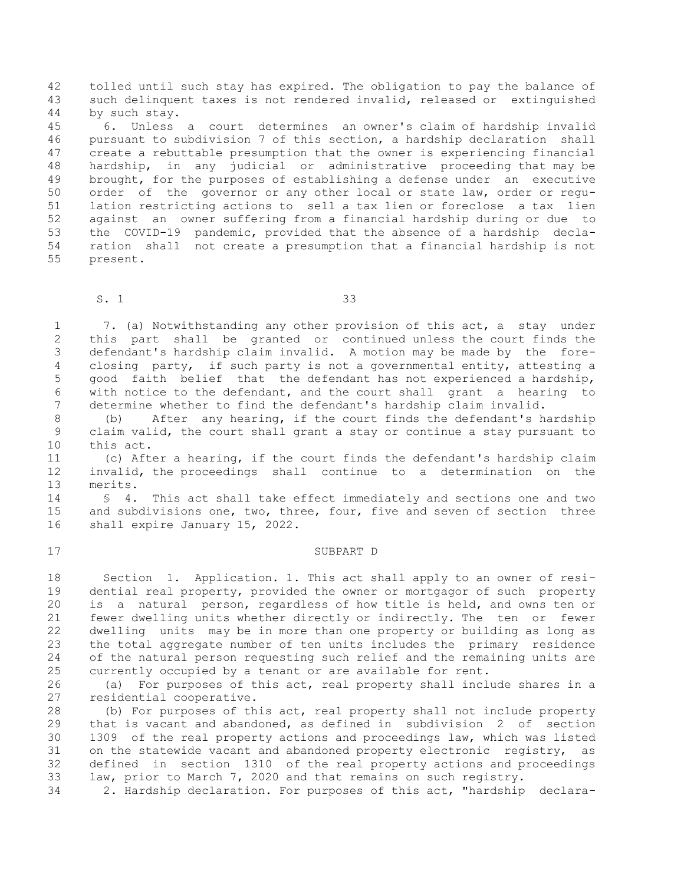tolled until such stay has expired. The obligation to pay the balance of such delinquent taxes is not rendered invalid, released or extinguished by such stay.

6. Unless a court determines an owner's claim of hardship invalid pursuant to subdivision 7 of this section, a hardship declaration shall create a rebuttable presumption that the owner is experiencing financial hardship, in any judicial or administrative proceeding that may be brought, for the purposes of establishing a defense under an executive order of the governor or any other local or state law, order or regulation restricting actions to sell a tax lien or foreclose a tax lien against an owner suffering from a financial hardship during or due to the COVID-19 pandemic, provided that the absence of a hardship declaration shall not create a presumption that a financial hardship is not present.

7. (a) Notwithstanding any other provision of this act, a stay under this part shall be granted or continued unless the court finds the defendant's hardship claim invalid. A motion may be made by the foreclosing party, if such party is not a governmental entity, attesting a good faith belief that the defendant has not experienced a hardship, with notice to the defendant, and the court shall grant a hearing to determine whether to find the defendant's hardship claim invalid.

(b) After any hearing, if the court finds the defendant's hardship claim valid, the court shall grant a stay or continue a stay pursuant to this act.

(c) After a hearing, if the court finds the defendant's hardship claim invalid, the proceedings shall continue to a determination on the merits.

§ 4. This act shall take effect immediately and sections one and two and subdivisions one, two, three, four, five and seven of section three shall expire January 15, 2022.

## SUBPART D

Section 1. Application. 1. This act shall apply to an owner of residential real property, provided the owner or mortgagor of such property is a natural person, regardless of how title is held, and owns ten or fewer dwelling units whether directly or indirectly. The ten or fewer dwelling units may be in more than one property or building as long as the total aggregate number of ten units includes the primary residence of the natural person requesting such relief and the remaining units are currently occupied by a tenant or are available for rent.

(a) For purposes of this act, real property shall include shares in a residential cooperative.

(b) For purposes of this act, real property shall not include property that is vacant and abandoned, as defined in subdivision 2 of section 1309 of the real property actions and proceedings law, which was listed on the statewide vacant and abandoned property electronic registry, as defined in section 1310 of the real property actions and proceedings law, prior to March 7, 2020 and that remains on such registry.

2. Hardship declaration. For purposes of this act, "hardship declara-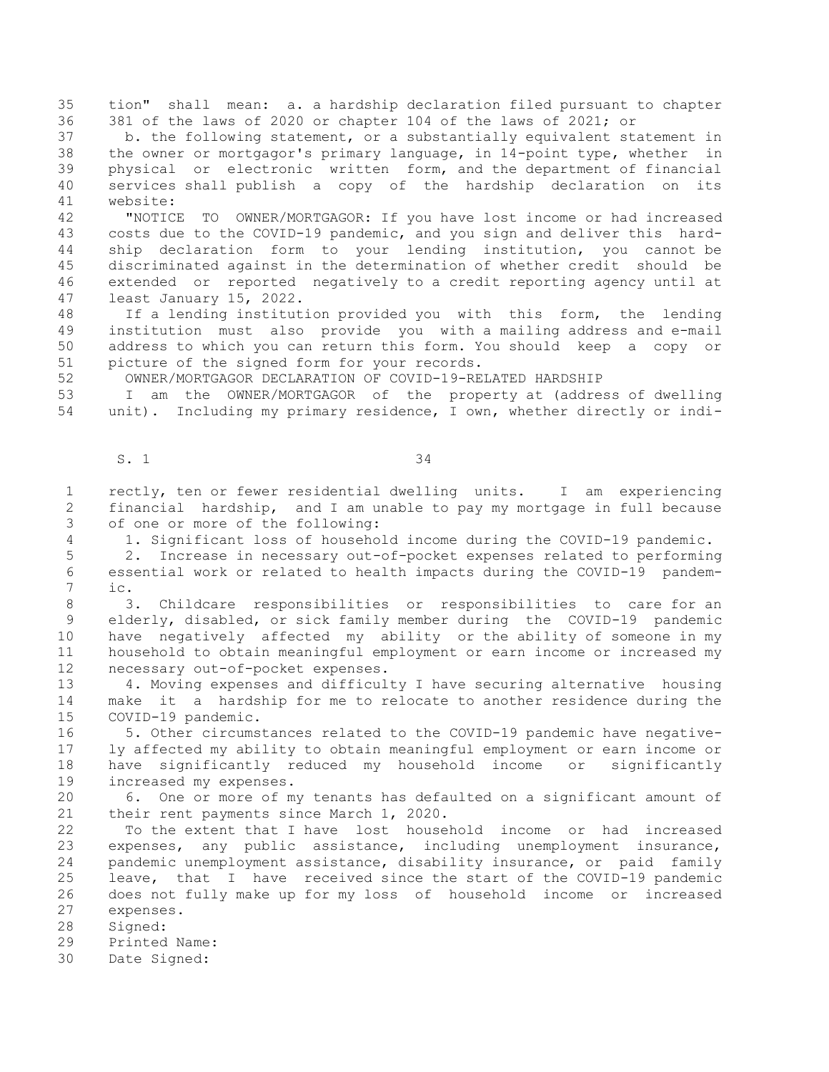tion" shall mean: a. a hardship declaration filed pursuant to chapter 381 of the laws of 2020 or chapter 104 of the laws of 2021; or

b. the following statement, or a substantially equivalent statement in the owner or mortgagor's primary language, in 14-point type, whether in physical or electronic written form, and the department of financial services shall publish a copy of the hardship declaration on its website:

"NOTICE TO OWNER/MORTGAGOR: If you have lost income or had increased costs due to the COVID-19 pandemic, and you sign and deliver this hardship declaration form to your lending institution, you cannot be discriminated against in the determination of whether credit should be extended or reported negatively to a credit reporting agency until at least January 15, 2022.

If a lending institution provided you with this form, the lending institution must also provide you with a mailing address and e-mail address to which you can return this form. You should keep a copy or picture of the signed form for your records.

OWNER/MORTGAGOR DECLARATION OF COVID-19-RELATED HARDSHIP

I am the OWNER/MORTGAGOR of the property at (address of dwelling unit). Including my primary residence, I own, whether directly or indirectly, ten or fewer residential dwelling units. I am experiencing financial hardship, and I am unable to pay my mortgage in full because of one or more of the following:

1. Significant loss of household income during the COVID-19 pandemic.

2. Increase in necessary out-of-pocket expenses related to performing essential work or related to health impacts during the COVID-19 pandemic.

3. Childcare responsibilities or responsibilities to care for an elderly, disabled, or sick family member during the COVID-19 pandemic have negatively affected my ability or the ability of someone in my household to obtain meaningful employment or earn income or increased my necessary out-of-pocket expenses.

4. Moving expenses and difficulty I have securing alternative housing make it a hardship for me to relocate to another residence during the COVID-19 pandemic.

5. Other circumstances related to the COVID-19 pandemic have negatively affected my ability to obtain meaningful employment or earn income or have significantly reduced my household income or significantly increased my expenses.

6. One or more of my tenants has defaulted on a significant amount of their rent payments since March 1, 2020.

To the extent that I have lost household income or had increased expenses, any public assistance, including unemployment insurance, pandemic unemployment assistance, disability insurance, or paid family leave, that I have received since the start of the COVID-19 pandemic does not fully make up for my loss of household income or increased expenses.

Signed:

Printed Name:

Date Signed: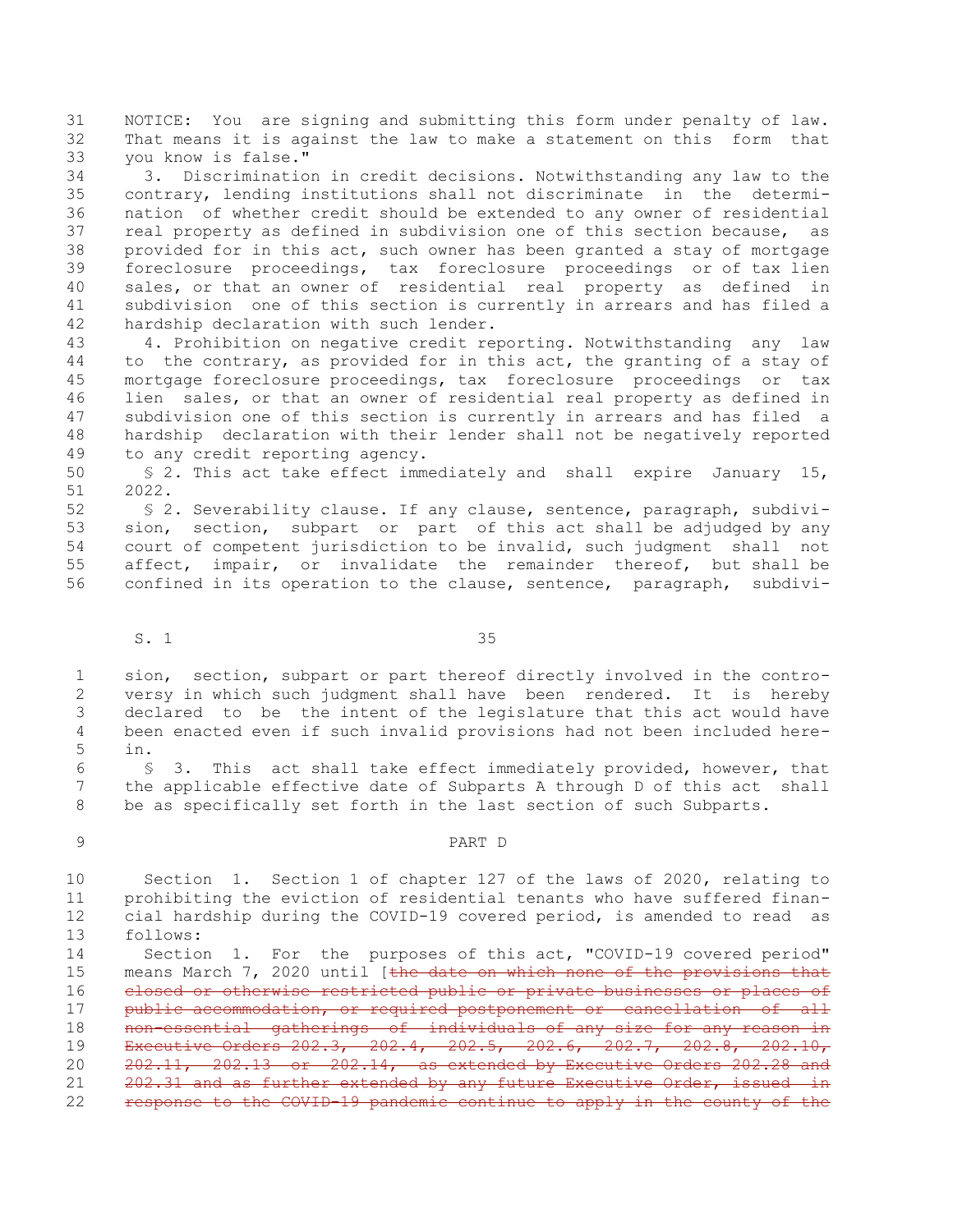NOTICE: You are signing and submitting this form under penalty of law. That means it is against the law to make a statement on this form that you know is false."

3. Discrimination in credit decisions. Notwithstanding any law to the contrary, lending institutions shall not discriminate in the determination of whether credit should be extended to any owner of residential real property as defined in subdivision one of this section because, as provided for in this act, such owner has been granted a stay of mortgage foreclosure proceedings, tax foreclosure proceedings or of tax lien sales, or that an owner of residential real property as defined in subdivision one of this section is currently in arrears and has filed a hardship declaration with such lender.

4. Prohibition on negative credit reporting. Notwithstanding any law to the contrary, as provided for in this act, the granting of a stay of mortgage foreclosure proceedings, tax foreclosure proceedings or tax lien sales, or that an owner of residential real property as defined in subdivision one of this section is currently in arrears and has filed a hardship declaration with their lender shall not be negatively reported to any credit reporting agency.

§ 2. This act take effect immediately and shall expire January 15, 2022.

§ 2. Severability clause. If any clause, sentence, paragraph, subdivision, section, subpart or part of this act shall be adjudged by any court of competent jurisdiction to be invalid, such judgment shall not affect, impair, or invalidate the remainder thereof, but shall be confined in its operation to the clause, sentence, paragraph, subdivision, section, subpart or part thereof directly involved in the controversy in which such judgment shall have been rendered. It is hereby declared to be the intent of the legislature that this act would have been enacted even if such invalid provisions had not been included herein.

§ 3. This act shall take effect immediately provided, however, that the applicable effective date of Subparts A through D of this act shall be as specifically set forth in the last section of such Subparts.

PART D

Section 1. Section 1 of chapter 127 of the laws of 2020, relating to prohibiting the eviction of residential tenants who have suffered financial hardship during the COVID-19 covered period, is amended to read as follows:

Section 1. For the purposes of this act, "COVID-19 covered period" means March 7, 2020 until [~~the date on which none of the provisions that closed or otherwise restricted public or private businesses or places of public accommodation, or required postponement or cancellation of all non-essential gatherings of individuals of any size for any reason in Executive Orders 202.3, 202.4, 202.5, 202.6, 202.7, 202.8, 202.10, 202.11, 202.13 or 202.14, as extended by Executive Orders 202.28 and 202.31 and as further extended by any future Executive Order, issued in response to the COVID-19 pandemic continue to apply in the county of the~~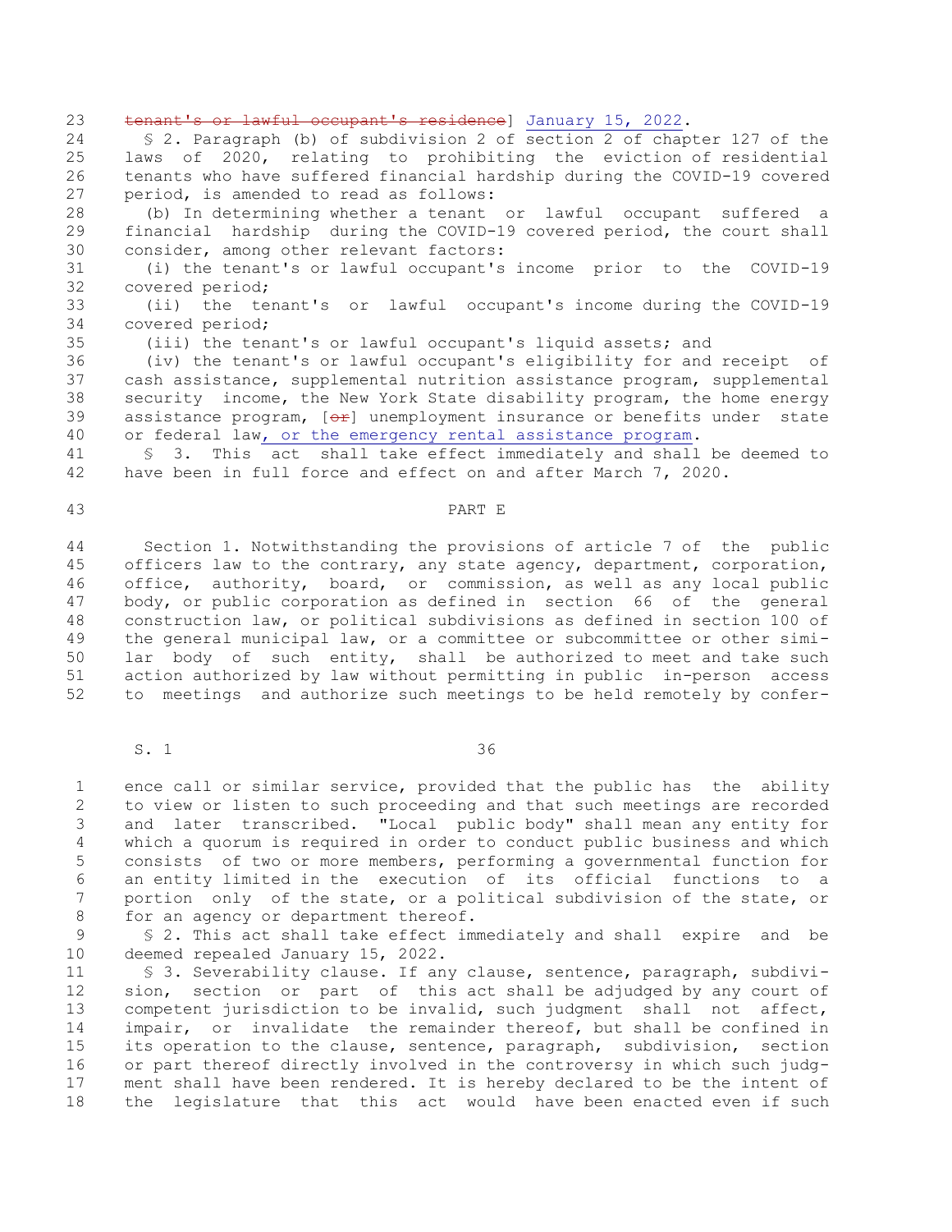~~tenant's or lawful occupant's residence~~] January 15, 2022.

§ 2. Paragraph (b) of subdivision 2 of section 2 of chapter 127 of the laws of 2020, relating to prohibiting the eviction of residential tenants who have suffered financial hardship during the COVID-19 covered period, is amended to read as follows:

(b) In determining whether a tenant or lawful occupant suffered a financial hardship during the COVID-19 covered period, the court shall consider, among other relevant factors:

(i) the tenant's or lawful occupant's income prior to the COVID-19 covered period;

(ii) the tenant's or lawful occupant's income during the COVID-19 covered period;

(iii) the tenant's or lawful occupant's liquid assets; and

(iv) the tenant's or lawful occupant's eligibility for and receipt of cash assistance, supplemental nutrition assistance program, supplemental security income, the New York State disability program, the home energy assistance program, [~~or~~] unemployment insurance or benefits under state or federal law, or the emergency rental assistance program.

§ 3. This act shall take effect immediately and shall be deemed to have been in full force and effect on and after March 7, 2020.

PART E

Section 1. Notwithstanding the provisions of article 7 of the public officers law to the contrary, any state agency, department, corporation, office, authority, board, or commission, as well as any local public body, or public corporation as defined in section 66 of the general construction law, or political subdivisions as defined in section 100 of the general municipal law, or a committee or subcommittee or other similar body of such entity, shall be authorized to meet and take such action authorized by law without permitting in public in-person access to meetings and authorize such meetings to be held remotely by conference call or similar service, provided that the public has the ability to view or listen to such proceeding and that such meetings are recorded and later transcribed. "Local public body" shall mean any entity for which a quorum is required in order to conduct public business and which consists of two or more members, performing a governmental function for an entity limited in the execution of its official functions to a portion only of the state, or a political subdivision of the state, or for an agency or department thereof.

§ 2. This act shall take effect immediately and shall expire and be deemed repealed January 15, 2022.

§ 3. Severability clause. If any clause, sentence, paragraph, subdivision, section or part of this act shall be adjudged by any court of competent jurisdiction to be invalid, such judgment shall not affect, impair, or invalidate the remainder thereof, but shall be confined in its operation to the clause, sentence, paragraph, subdivision, section or part thereof directly involved in the controversy in which such judgment shall have been rendered. It is hereby declared to be the intent of the legislature that this act would have been enacted even if such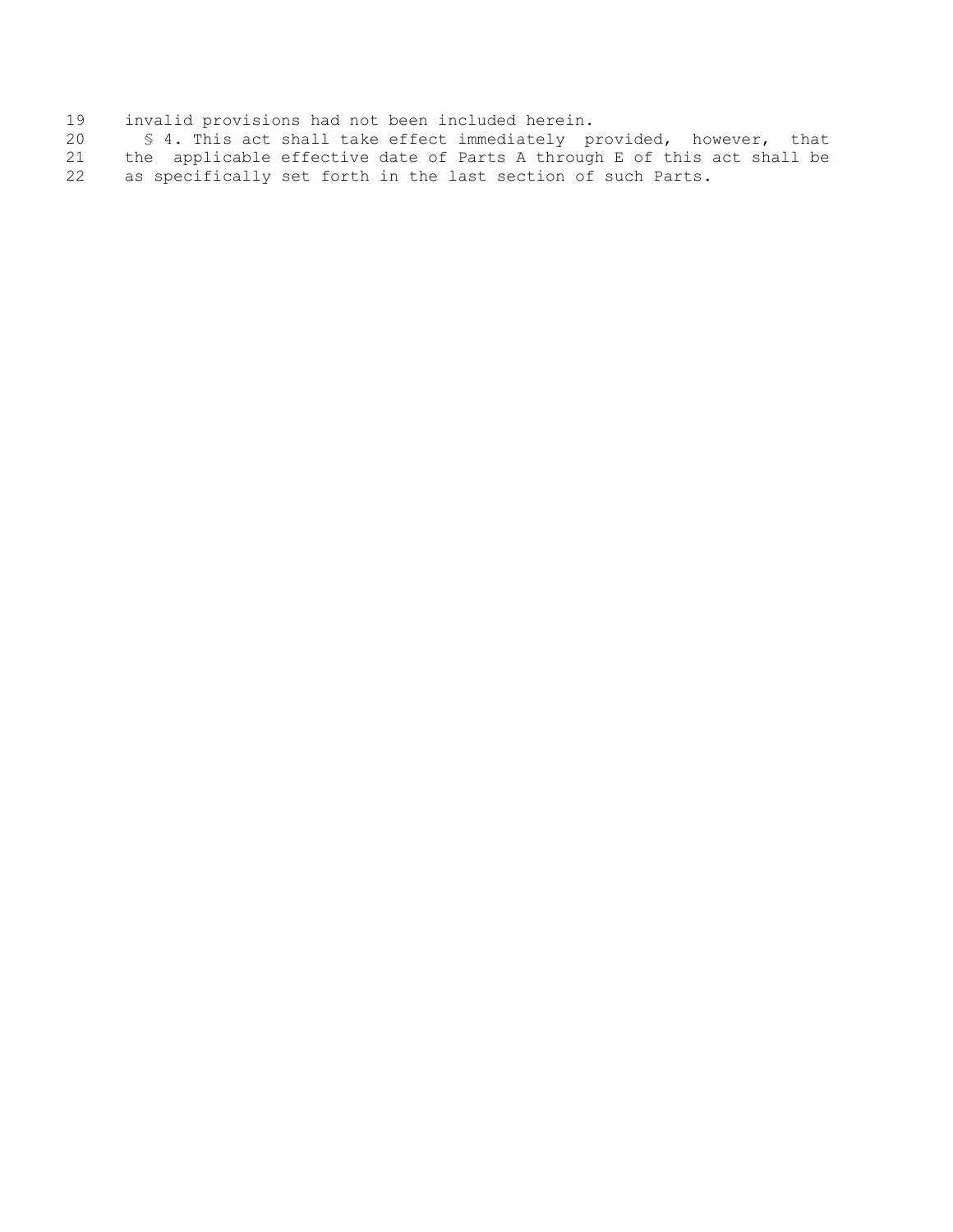invalid provisions had not been included herein.

§ 4. This act shall take effect immediately provided, however, that the applicable effective date of Parts A through E of this act shall be as specifically set forth in the last section of such Parts.